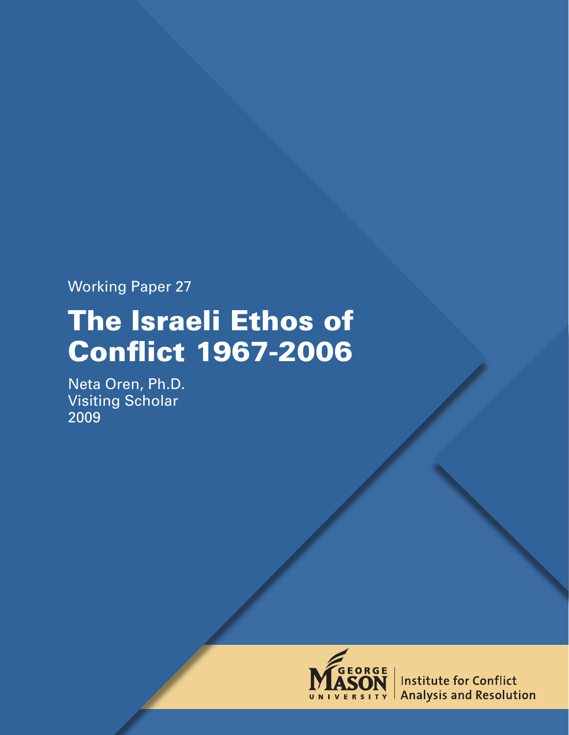Working Paper 27

# The Israeli Ethos of Conflict 1967-2006

Neta Oren, Ph.D.
Visiting Scholar
2009

George Mason University

Institute for Conflict Analysis and Resolution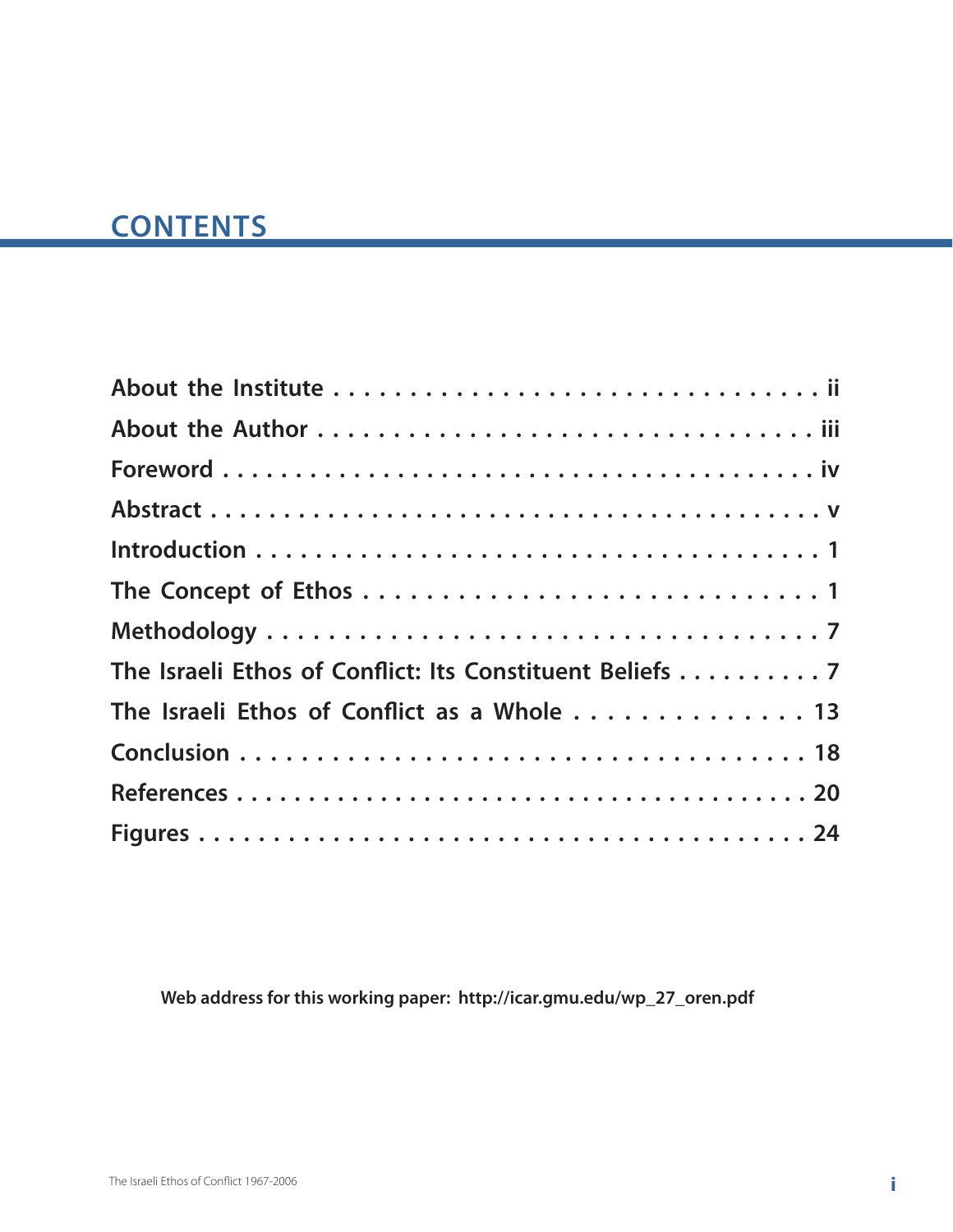# CONTENTS

About the Institute . . . . . . . . . . . . . . . . . . . . . . . . . . . . . . . . ii

About the Author . . . . . . . . . . . . . . . . . . . . . . . . . . . . . . . . iii

Foreword . . . . . . . . . . . . . . . . . . . . . . . . . . . . . . . . . . . . . . iv

Abstract . . . . . . . . . . . . . . . . . . . . . . . . . . . . . . . . . . . . . . . v

Introduction . . . . . . . . . . . . . . . . . . . . . . . . . . . . . . . . . . . . 1

The Concept of Ethos . . . . . . . . . . . . . . . . . . . . . . . . . . . . . . 1

Methodology . . . . . . . . . . . . . . . . . . . . . . . . . . . . . . . . . . . . 7

The Israeli Ethos of Conflict: Its Constituent Beliefs . . . . . . . . . . 7

The Israeli Ethos of Conflict as a Whole . . . . . . . . . . . . . . 13

Conclusion . . . . . . . . . . . . . . . . . . . . . . . . . . . . . . . . . . . . 18

References . . . . . . . . . . . . . . . . . . . . . . . . . . . . . . . . . . . . 20

Figures . . . . . . . . . . . . . . . . . . . . . . . . . . . . . . . . . . . . . . . 24

**Web address for this working paper: http://icar.gmu.edu/wp_27_oren.pdf**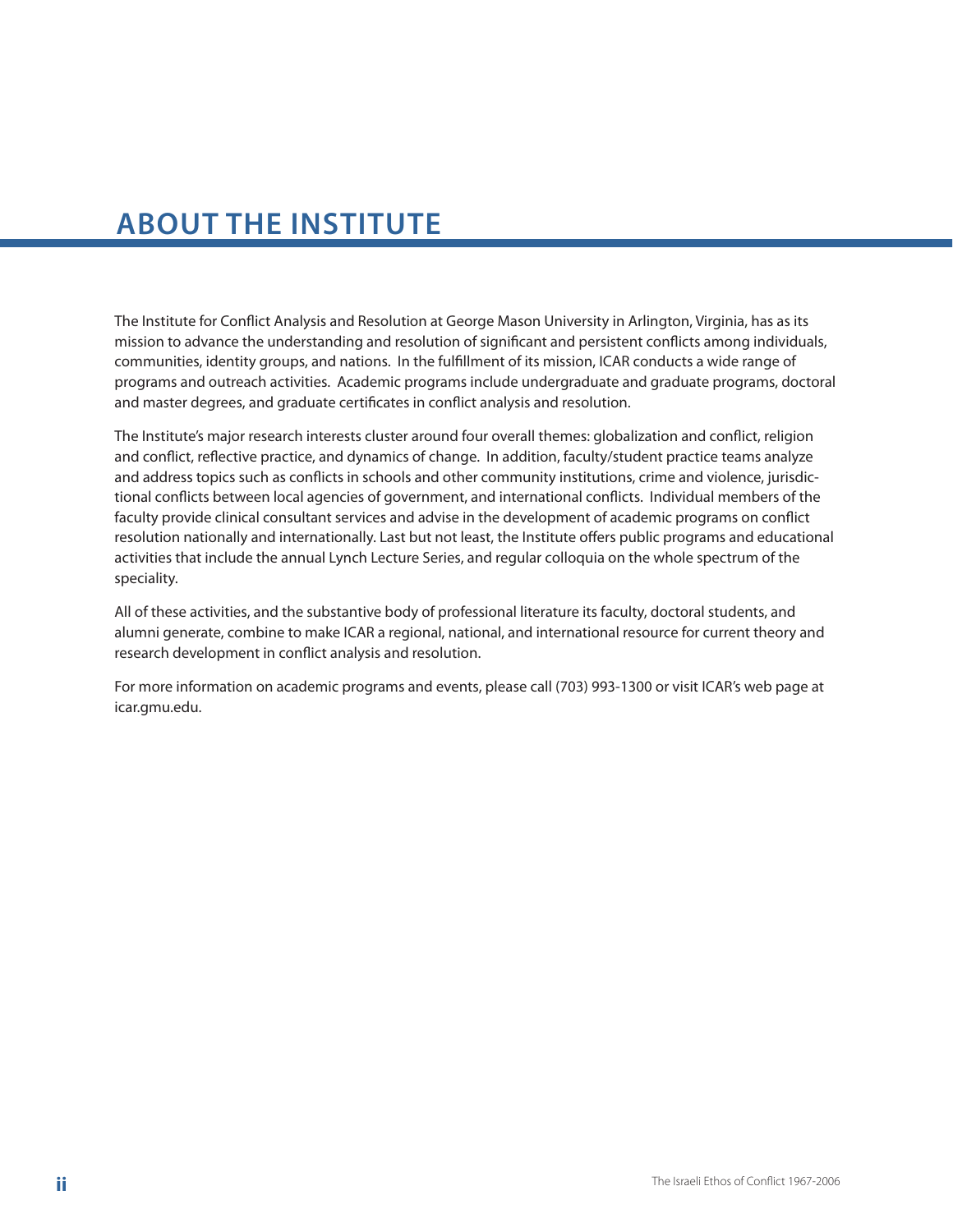# ABOUT THE INSTITUTE

The Institute for Conflict Analysis and Resolution at George Mason University in Arlington, Virginia, has as its mission to advance the understanding and resolution of significant and persistent conflicts among individuals, communities, identity groups, and nations. In the fulfillment of its mission, ICAR conducts a wide range of programs and outreach activities. Academic programs include undergraduate and graduate programs, doctoral and master degrees, and graduate certificates in conflict analysis and resolution.

The Institute's major research interests cluster around four overall themes: globalization and conflict, religion and conflict, reflective practice, and dynamics of change. In addition, faculty/student practice teams analyze and address topics such as conflicts in schools and other community institutions, crime and violence, jurisdictional conflicts between local agencies of government, and international conflicts. Individual members of the faculty provide clinical consultant services and advise in the development of academic programs on conflict resolution nationally and internationally. Last but not least, the Institute offers public programs and educational activities that include the annual Lynch Lecture Series, and regular colloquia on the whole spectrum of the speciality.

All of these activities, and the substantive body of professional literature its faculty, doctoral students, and alumni generate, combine to make ICAR a regional, national, and international resource for current theory and research development in conflict analysis and resolution.

For more information on academic programs and events, please call (703) 993-1300 or visit ICAR's web page at icar.gmu.edu.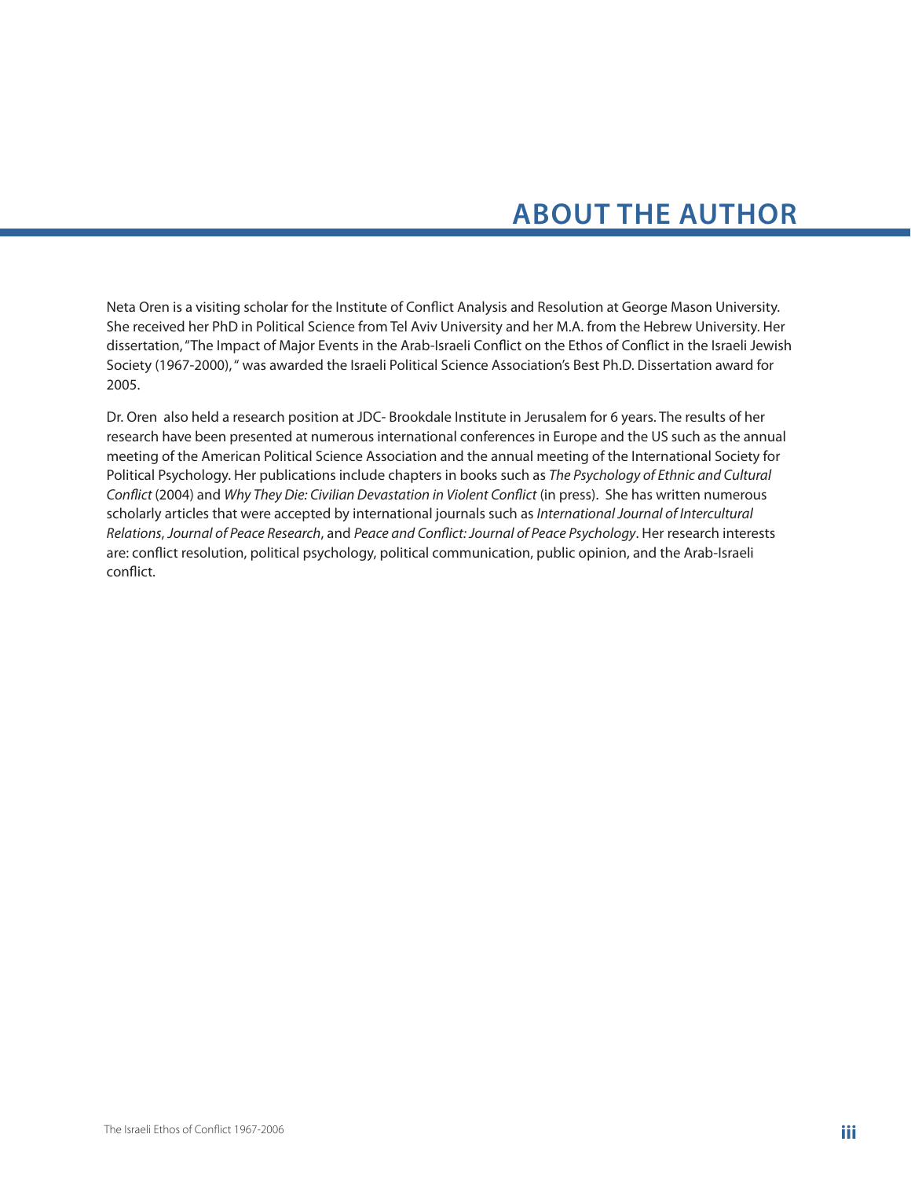# ABOUT THE AUTHOR

Neta Oren is a visiting scholar for the Institute of Conflict Analysis and Resolution at George Mason University. She received her PhD in Political Science from Tel Aviv University and her M.A. from the Hebrew University. Her dissertation, "The Impact of Major Events in the Arab-Israeli Conflict on the Ethos of Conflict in the Israeli Jewish Society (1967-2000), " was awarded the Israeli Political Science Association's Best Ph.D. Dissertation award for 2005.

Dr. Oren also held a research position at JDC- Brookdale Institute in Jerusalem for 6 years. The results of her research have been presented at numerous international conferences in Europe and the US such as the annual meeting of the American Political Science Association and the annual meeting of the International Society for Political Psychology. Her publications include chapters in books such as *The Psychology of Ethnic and Cultural Conflict* (2004) and *Why They Die: Civilian Devastation in Violent Conflict* (in press). She has written numerous scholarly articles that were accepted by international journals such as *International Journal of Intercultural Relations*, *Journal of Peace Research*, and *Peace and Conflict: Journal of Peace Psychology*. Her research interests are: conflict resolution, political psychology, political communication, public opinion, and the Arab-Israeli conflict.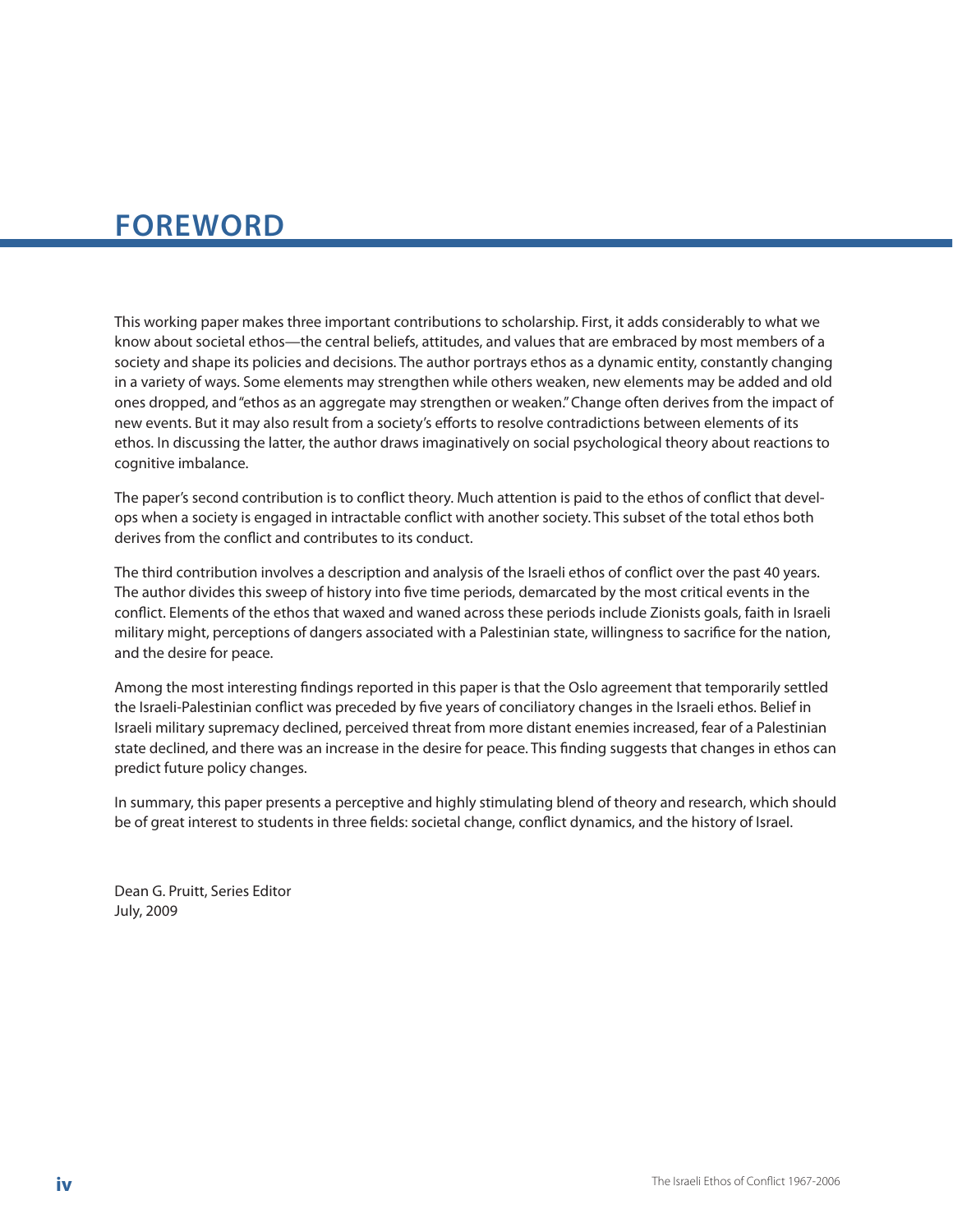# FOREWORD

This working paper makes three important contributions to scholarship. First, it adds considerably to what we know about societal ethos—the central beliefs, attitudes, and values that are embraced by most members of a society and shape its policies and decisions. The author portrays ethos as a dynamic entity, constantly changing in a variety of ways. Some elements may strengthen while others weaken, new elements may be added and old ones dropped, and "ethos as an aggregate may strengthen or weaken." Change often derives from the impact of new events. But it may also result from a society's efforts to resolve contradictions between elements of its ethos. In discussing the latter, the author draws imaginatively on social psychological theory about reactions to cognitive imbalance.

The paper's second contribution is to conflict theory. Much attention is paid to the ethos of conflict that develops when a society is engaged in intractable conflict with another society. This subset of the total ethos both derives from the conflict and contributes to its conduct.

The third contribution involves a description and analysis of the Israeli ethos of conflict over the past 40 years. The author divides this sweep of history into five time periods, demarcated by the most critical events in the conflict. Elements of the ethos that waxed and waned across these periods include Zionists goals, faith in Israeli military might, perceptions of dangers associated with a Palestinian state, willingness to sacrifice for the nation, and the desire for peace.

Among the most interesting findings reported in this paper is that the Oslo agreement that temporarily settled the Israeli-Palestinian conflict was preceded by five years of conciliatory changes in the Israeli ethos. Belief in Israeli military supremacy declined, perceived threat from more distant enemies increased, fear of a Palestinian state declined, and there was an increase in the desire for peace. This finding suggests that changes in ethos can predict future policy changes.

In summary, this paper presents a perceptive and highly stimulating blend of theory and research, which should be of great interest to students in three fields: societal change, conflict dynamics, and the history of Israel.

Dean G. Pruitt, Series Editor  
July, 2009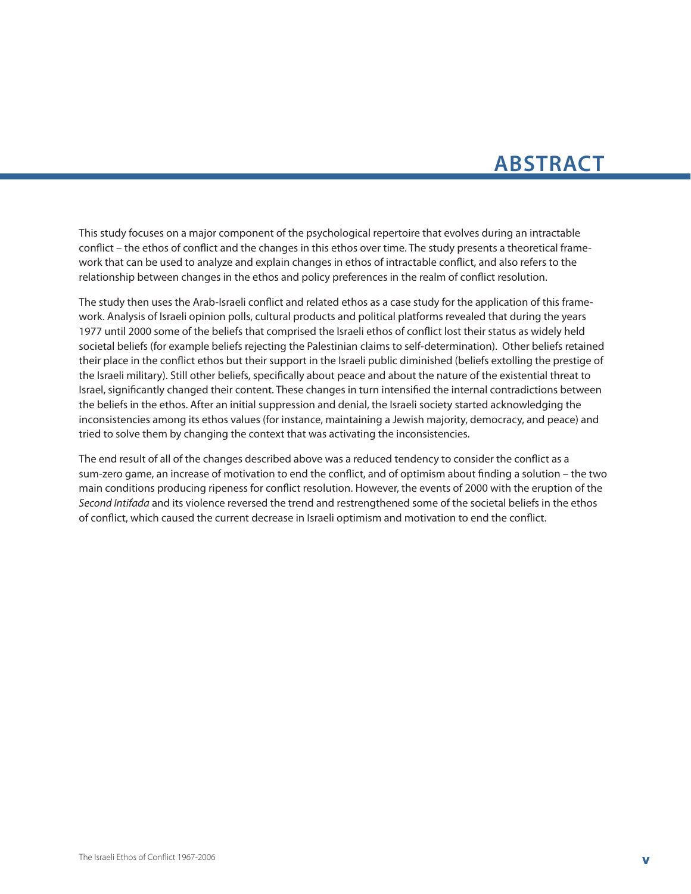# ABSTRACT

This study focuses on a major component of the psychological repertoire that evolves during an intractable conflict – the ethos of conflict and the changes in this ethos over time. The study presents a theoretical framework that can be used to analyze and explain changes in ethos of intractable conflict, and also refers to the relationship between changes in the ethos and policy preferences in the realm of conflict resolution.

The study then uses the Arab-Israeli conflict and related ethos as a case study for the application of this framework. Analysis of Israeli opinion polls, cultural products and political platforms revealed that during the years 1977 until 2000 some of the beliefs that comprised the Israeli ethos of conflict lost their status as widely held societal beliefs (for example beliefs rejecting the Palestinian claims to self-determination). Other beliefs retained their place in the conflict ethos but their support in the Israeli public diminished (beliefs extolling the prestige of the Israeli military). Still other beliefs, specifically about peace and about the nature of the existential threat to Israel, significantly changed their content. These changes in turn intensified the internal contradictions between the beliefs in the ethos. After an initial suppression and denial, the Israeli society started acknowledging the inconsistencies among its ethos values (for instance, maintaining a Jewish majority, democracy, and peace) and tried to solve them by changing the context that was activating the inconsistencies.

The end result of all of the changes described above was a reduced tendency to consider the conflict as a sum-zero game, an increase of motivation to end the conflict, and of optimism about finding a solution – the two main conditions producing ripeness for conflict resolution. However, the events of 2000 with the eruption of the *Second Intifada* and its violence reversed the trend and restrengthened some of the societal beliefs in the ethos of conflict, which caused the current decrease in Israeli optimism and motivation to end the conflict.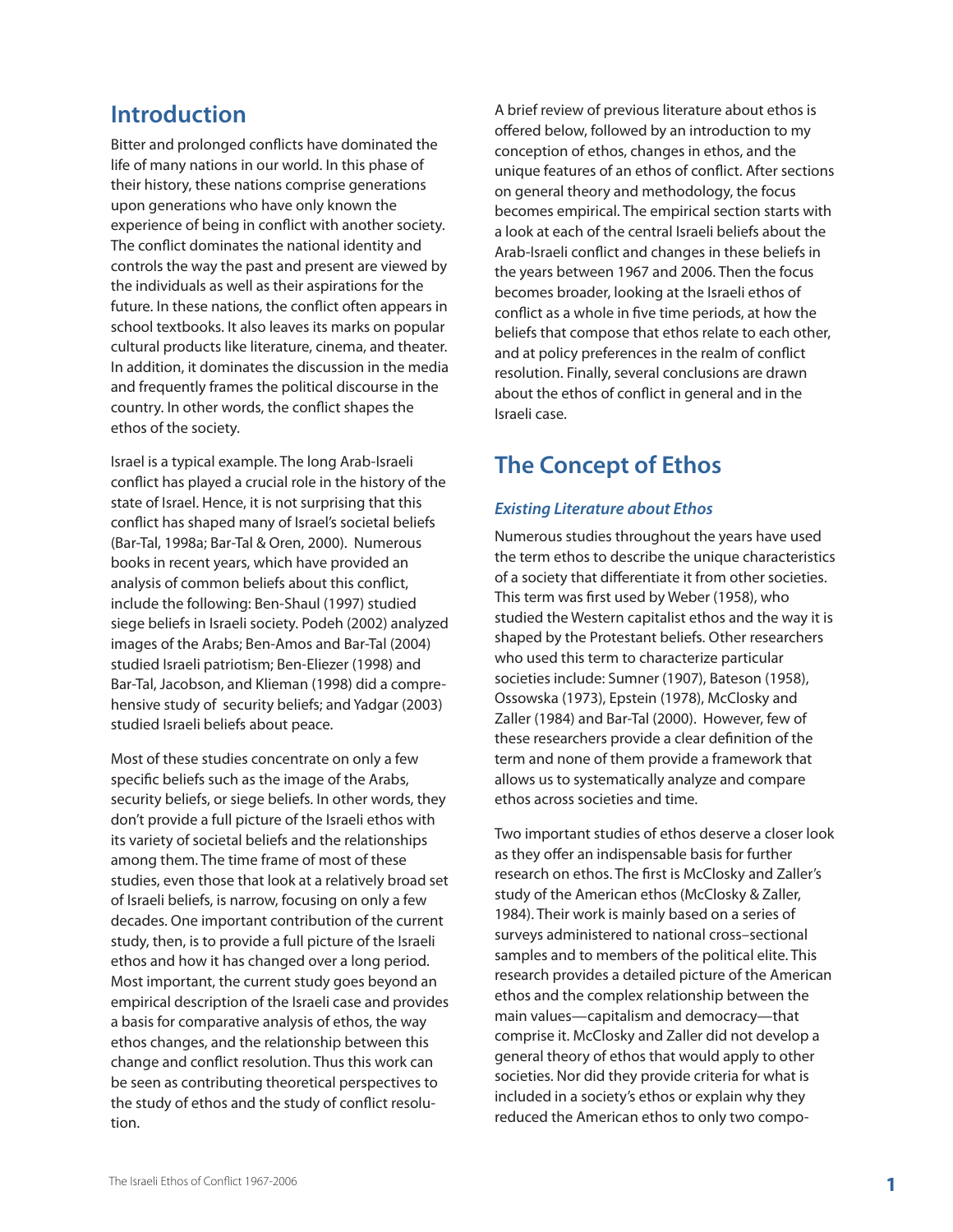## Introduction

Bitter and prolonged conflicts have dominated the life of many nations in our world. In this phase of their history, these nations comprise generations upon generations who have only known the experience of being in conflict with another society. The conflict dominates the national identity and controls the way the past and present are viewed by the individuals as well as their aspirations for the future. In these nations, the conflict often appears in school textbooks. It also leaves its marks on popular cultural products like literature, cinema, and theater. In addition, it dominates the discussion in the media and frequently frames the political discourse in the country. In other words, the conflict shapes the ethos of the society.

Israel is a typical example. The long Arab-Israeli conflict has played a crucial role in the history of the state of Israel. Hence, it is not surprising that this conflict has shaped many of Israel's societal beliefs (Bar-Tal, 1998a; Bar-Tal & Oren, 2000). Numerous books in recent years, which have provided an analysis of common beliefs about this conflict, include the following: Ben-Shaul (1997) studied siege beliefs in Israeli society. Podeh (2002) analyzed images of the Arabs; Ben-Amos and Bar-Tal (2004) studied Israeli patriotism; Ben-Eliezer (1998) and Bar-Tal, Jacobson, and Klieman (1998) did a comprehensive study of security beliefs; and Yadgar (2003) studied Israeli beliefs about peace.

Most of these studies concentrate on only a few specific beliefs such as the image of the Arabs, security beliefs, or siege beliefs. In other words, they don't provide a full picture of the Israeli ethos with its variety of societal beliefs and the relationships among them. The time frame of most of these studies, even those that look at a relatively broad set of Israeli beliefs, is narrow, focusing on only a few decades. One important contribution of the current study, then, is to provide a full picture of the Israeli ethos and how it has changed over a long period. Most important, the current study goes beyond an empirical description of the Israeli case and provides a basis for comparative analysis of ethos, the way ethos changes, and the relationship between this change and conflict resolution. Thus this work can be seen as contributing theoretical perspectives to the study of ethos and the study of conflict resolution.

A brief review of previous literature about ethos is offered below, followed by an introduction to my conception of ethos, changes in ethos, and the unique features of an ethos of conflict. After sections on general theory and methodology, the focus becomes empirical. The empirical section starts with a look at each of the central Israeli beliefs about the Arab-Israeli conflict and changes in these beliefs in the years between 1967 and 2006. Then the focus becomes broader, looking at the Israeli ethos of conflict as a whole in five time periods, at how the beliefs that compose that ethos relate to each other, and at policy preferences in the realm of conflict resolution. Finally, several conclusions are drawn about the ethos of conflict in general and in the Israeli case.

## The Concept of Ethos

### *Existing Literature about Ethos*

Numerous studies throughout the years have used the term ethos to describe the unique characteristics of a society that differentiate it from other societies. This term was first used by Weber (1958), who studied the Western capitalist ethos and the way it is shaped by the Protestant beliefs. Other researchers who used this term to characterize particular societies include: Sumner (1907), Bateson (1958), Ossowska (1973), Epstein (1978), McClosky and Zaller (1984) and Bar-Tal (2000). However, few of these researchers provide a clear definition of the term and none of them provide a framework that allows us to systematically analyze and compare ethos across societies and time.

Two important studies of ethos deserve a closer look as they offer an indispensable basis for further research on ethos. The first is McClosky and Zaller's study of the American ethos (McClosky & Zaller, 1984). Their work is mainly based on a series of surveys administered to national cross–sectional samples and to members of the political elite. This research provides a detailed picture of the American ethos and the complex relationship between the main values—capitalism and democracy—that comprise it. McClosky and Zaller did not develop a general theory of ethos that would apply to other societies. Nor did they provide criteria for what is included in a society's ethos or explain why they reduced the American ethos to only two compo-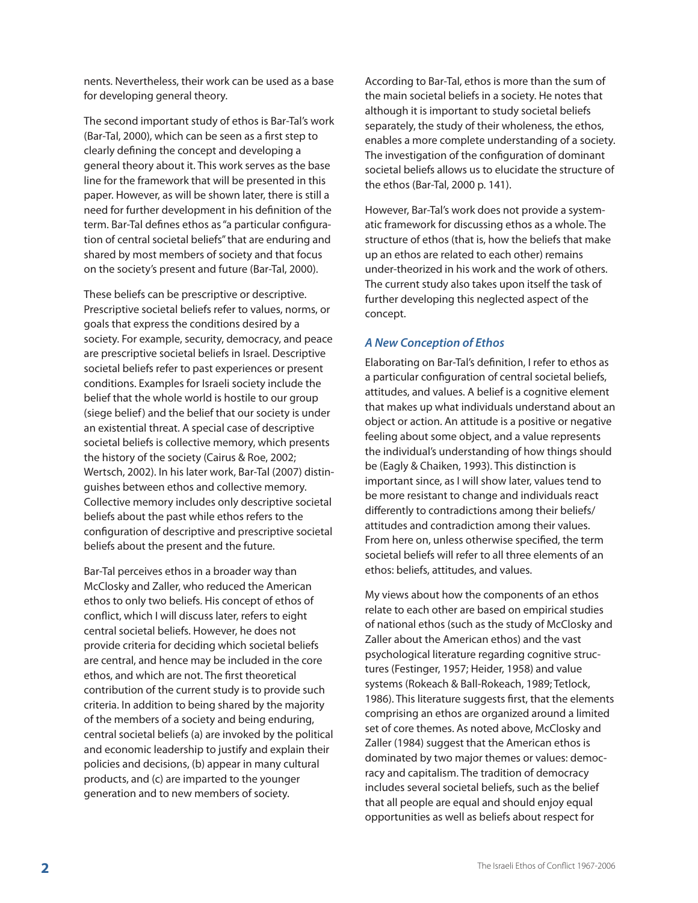nents. Nevertheless, their work can be used as a base for developing general theory.

The second important study of ethos is Bar-Tal's work (Bar-Tal, 2000), which can be seen as a first step to clearly defining the concept and developing a general theory about it. This work serves as the base line for the framework that will be presented in this paper. However, as will be shown later, there is still a need for further development in his definition of the term. Bar-Tal defines ethos as "a particular configuration of central societal beliefs" that are enduring and shared by most members of society and that focus on the society's present and future (Bar-Tal, 2000).

These beliefs can be prescriptive or descriptive. Prescriptive societal beliefs refer to values, norms, or goals that express the conditions desired by a society. For example, security, democracy, and peace are prescriptive societal beliefs in Israel. Descriptive societal beliefs refer to past experiences or present conditions. Examples for Israeli society include the belief that the whole world is hostile to our group (siege belief) and the belief that our society is under an existential threat. A special case of descriptive societal beliefs is collective memory, which presents the history of the society (Cairus & Roe, 2002; Wertsch, 2002). In his later work, Bar-Tal (2007) distinguishes between ethos and collective memory. Collective memory includes only descriptive societal beliefs about the past while ethos refers to the configuration of descriptive and prescriptive societal beliefs about the present and the future.

Bar-Tal perceives ethos in a broader way than McClosky and Zaller, who reduced the American ethos to only two beliefs. His concept of ethos of conflict, which I will discuss later, refers to eight central societal beliefs. However, he does not provide criteria for deciding which societal beliefs are central, and hence may be included in the core ethos, and which are not. The first theoretical contribution of the current study is to provide such criteria. In addition to being shared by the majority of the members of a society and being enduring, central societal beliefs (a) are invoked by the political and economic leadership to justify and explain their policies and decisions, (b) appear in many cultural products, and (c) are imparted to the younger generation and to new members of society.

According to Bar-Tal, ethos is more than the sum of the main societal beliefs in a society. He notes that although it is important to study societal beliefs separately, the study of their wholeness, the ethos, enables a more complete understanding of a society. The investigation of the configuration of dominant societal beliefs allows us to elucidate the structure of the ethos (Bar-Tal, 2000 p. 141).

However, Bar-Tal's work does not provide a systematic framework for discussing ethos as a whole. The structure of ethos (that is, how the beliefs that make up an ethos are related to each other) remains under-theorized in his work and the work of others. The current study also takes upon itself the task of further developing this neglected aspect of the concept.

### *A New Conception of Ethos*

Elaborating on Bar-Tal's definition, I refer to ethos as a particular configuration of central societal beliefs, attitudes, and values. A belief is a cognitive element that makes up what individuals understand about an object or action. An attitude is a positive or negative feeling about some object, and a value represents the individual's understanding of how things should be (Eagly & Chaiken, 1993). This distinction is important since, as I will show later, values tend to be more resistant to change and individuals react differently to contradictions among their beliefs/attitudes and contradiction among their values. From here on, unless otherwise specified, the term societal beliefs will refer to all three elements of an ethos: beliefs, attitudes, and values.

My views about how the components of an ethos relate to each other are based on empirical studies of national ethos (such as the study of McClosky and Zaller about the American ethos) and the vast psychological literature regarding cognitive structures (Festinger, 1957; Heider, 1958) and value systems (Rokeach & Ball-Rokeach, 1989; Tetlock, 1986). This literature suggests first, that the elements comprising an ethos are organized around a limited set of core themes. As noted above, McClosky and Zaller (1984) suggest that the American ethos is dominated by two major themes or values: democracy and capitalism. The tradition of democracy includes several societal beliefs, such as the belief that all people are equal and should enjoy equal opportunities as well as beliefs about respect for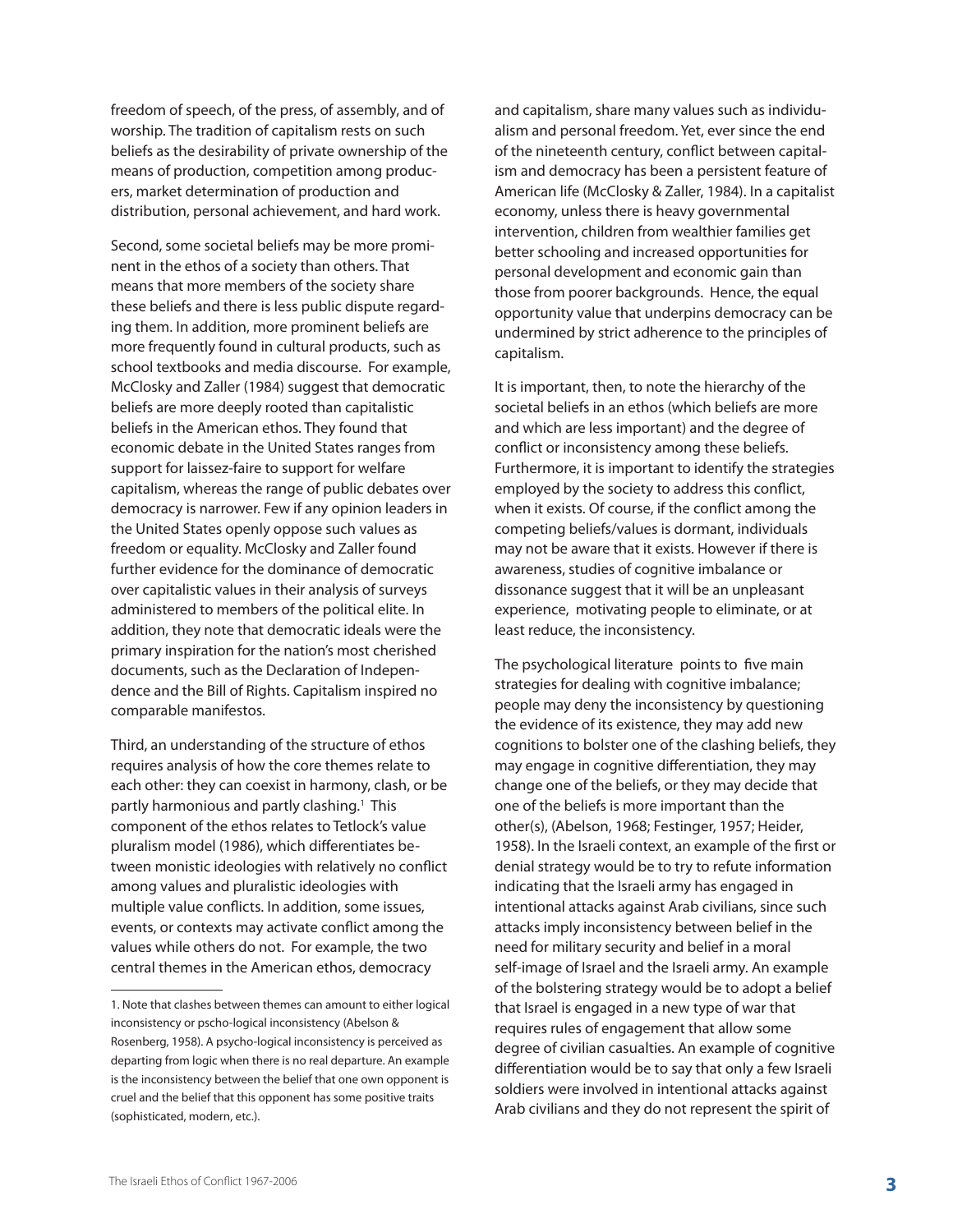freedom of speech, of the press, of assembly, and of worship. The tradition of capitalism rests on such beliefs as the desirability of private ownership of the means of production, competition among producers, market determination of production and distribution, personal achievement, and hard work.

Second, some societal beliefs may be more prominent in the ethos of a society than others. That means that more members of the society share these beliefs and there is less public dispute regarding them. In addition, more prominent beliefs are more frequently found in cultural products, such as school textbooks and media discourse. For example, McClosky and Zaller (1984) suggest that democratic beliefs are more deeply rooted than capitalistic beliefs in the American ethos. They found that economic debate in the United States ranges from support for laissez-faire to support for welfare capitalism, whereas the range of public debates over democracy is narrower. Few if any opinion leaders in the United States openly oppose such values as freedom or equality. McClosky and Zaller found further evidence for the dominance of democratic over capitalistic values in their analysis of surveys administered to members of the political elite. In addition, they note that democratic ideals were the primary inspiration for the nation's most cherished documents, such as the Declaration of Independence and the Bill of Rights. Capitalism inspired no comparable manifestos.

Third, an understanding of the structure of ethos requires analysis of how the core themes relate to each other: they can coexist in harmony, clash, or be partly harmonious and partly clashing.[1] This component of the ethos relates to Tetlock's value pluralism model (1986), which differentiates between monistic ideologies with relatively no conflict among values and pluralistic ideologies with multiple value conflicts. In addition, some issues, events, or contexts may activate conflict among the values while others do not. For example, the two central themes in the American ethos, democracy and capitalism, share many values such as individualism and personal freedom. Yet, ever since the end of the nineteenth century, conflict between capitalism and democracy has been a persistent feature of American life (McClosky & Zaller, 1984). In a capitalist economy, unless there is heavy governmental intervention, children from wealthier families get better schooling and increased opportunities for personal development and economic gain than those from poorer backgrounds. Hence, the equal opportunity value that underpins democracy can be undermined by strict adherence to the principles of capitalism.

It is important, then, to note the hierarchy of the societal beliefs in an ethos (which beliefs are more and which are less important) and the degree of conflict or inconsistency among these beliefs. Furthermore, it is important to identify the strategies employed by the society to address this conflict, when it exists. Of course, if the conflict among the competing beliefs/values is dormant, individuals may not be aware that it exists. However if there is awareness, studies of cognitive imbalance or dissonance suggest that it will be an unpleasant experience, motivating people to eliminate, or at least reduce, the inconsistency.

The psychological literature points to five main strategies for dealing with cognitive imbalance; people may deny the inconsistency by questioning the evidence of its existence, they may add new cognitions to bolster one of the clashing beliefs, they may engage in cognitive differentiation, they may change one of the beliefs, or they may decide that one of the beliefs is more important than the other(s), (Abelson, 1968; Festinger, 1957; Heider, 1958). In the Israeli context, an example of the first or denial strategy would be to try to refute information indicating that the Israeli army has engaged in intentional attacks against Arab civilians, since such attacks imply inconsistency between belief in the need for military security and belief in a moral self-image of Israel and the Israeli army. An example of the bolstering strategy would be to adopt a belief that Israel is engaged in a new type of war that requires rules of engagement that allow some degree of civilian casualties. An example of cognitive differentiation would be to say that only a few Israeli soldiers were involved in intentional attacks against Arab civilians and they do not represent the spirit of

---

1. Note that clashes between themes can amount to either logical inconsistency or pscho-logical inconsistency (Abelson & Rosenberg, 1958). A psycho-logical inconsistency is perceived as departing from logic when there is no real departure. An example is the inconsistency between the belief that one own opponent is cruel and the belief that this opponent has some positive traits (sophisticated, modern, etc.).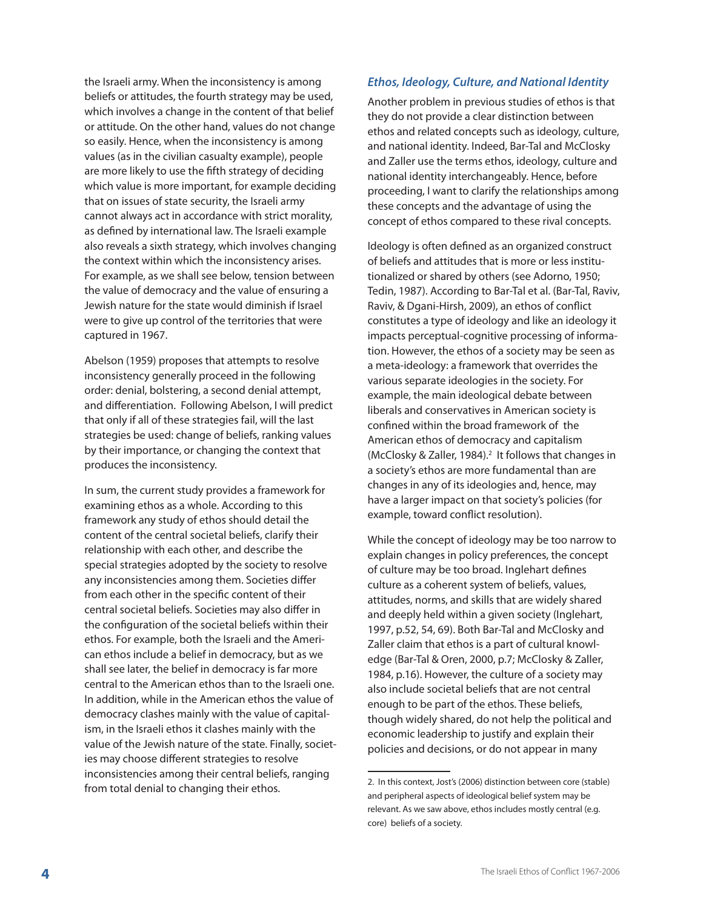the Israeli army. When the inconsistency is among beliefs or attitudes, the fourth strategy may be used, which involves a change in the content of that belief or attitude. On the other hand, values do not change so easily. Hence, when the inconsistency is among values (as in the civilian casualty example), people are more likely to use the fifth strategy of deciding which value is more important, for example deciding that on issues of state security, the Israeli army cannot always act in accordance with strict morality, as defined by international law. The Israeli example also reveals a sixth strategy, which involves changing the context within which the inconsistency arises. For example, as we shall see below, tension between the value of democracy and the value of ensuring a Jewish nature for the state would diminish if Israel were to give up control of the territories that were captured in 1967.

Abelson (1959) proposes that attempts to resolve inconsistency generally proceed in the following order: denial, bolstering, a second denial attempt, and differentiation. Following Abelson, I will predict that only if all of these strategies fail, will the last strategies be used: change of beliefs, ranking values by their importance, or changing the context that produces the inconsistency.

In sum, the current study provides a framework for examining ethos as a whole. According to this framework any study of ethos should detail the content of the central societal beliefs, clarify their relationship with each other, and describe the special strategies adopted by the society to resolve any inconsistencies among them. Societies differ from each other in the specific content of their central societal beliefs. Societies may also differ in the configuration of the societal beliefs within their ethos. For example, both the Israeli and the American ethos include a belief in democracy, but as we shall see later, the belief in democracy is far more central to the American ethos than to the Israeli one. In addition, while in the American ethos the value of democracy clashes mainly with the value of capitalism, in the Israeli ethos it clashes mainly with the value of the Jewish nature of the state. Finally, societies may choose different strategies to resolve inconsistencies among their central beliefs, ranging from total denial to changing their ethos.

### *Ethos, Ideology, Culture, and National Identity*

Another problem in previous studies of ethos is that they do not provide a clear distinction between ethos and related concepts such as ideology, culture, and national identity. Indeed, Bar-Tal and McClosky and Zaller use the terms ethos, ideology, culture and national identity interchangeably. Hence, before proceeding, I want to clarify the relationships among these concepts and the advantage of using the concept of ethos compared to these rival concepts.

Ideology is often defined as an organized construct of beliefs and attitudes that is more or less institutionalized or shared by others (see Adorno, 1950; Tedin, 1987). According to Bar-Tal et al. (Bar-Tal, Raviv, Raviv, & Dgani-Hirsh, 2009), an ethos of conflict constitutes a type of ideology and like an ideology it impacts perceptual-cognitive processing of information. However, the ethos of a society may be seen as a meta-ideology: a framework that overrides the various separate ideologies in the society. For example, the main ideological debate between liberals and conservatives in American society is confined within the broad framework of the American ethos of democracy and capitalism (McClosky & Zaller, 1984).[2] It follows that changes in a society's ethos are more fundamental than are changes in any of its ideologies and, hence, may have a larger impact on that society's policies (for example, toward conflict resolution).

While the concept of ideology may be too narrow to explain changes in policy preferences, the concept of culture may be too broad. Inglehart defines culture as a coherent system of beliefs, values, attitudes, norms, and skills that are widely shared and deeply held within a given society (Inglehart, 1997, p.52, 54, 69). Both Bar-Tal and McClosky and Zaller claim that ethos is a part of cultural knowledge (Bar-Tal & Oren, 2000, p.7; McClosky & Zaller, 1984, p.16). However, the culture of a society may also include societal beliefs that are not central enough to be part of the ethos. These beliefs, though widely shared, do not help the political and economic leadership to justify and explain their policies and decisions, or do not appear in many

2. In this context, Jost's (2006) distinction between core (stable) and peripheral aspects of ideological belief system may be relevant. As we saw above, ethos includes mostly central (e.g. core) beliefs of a society.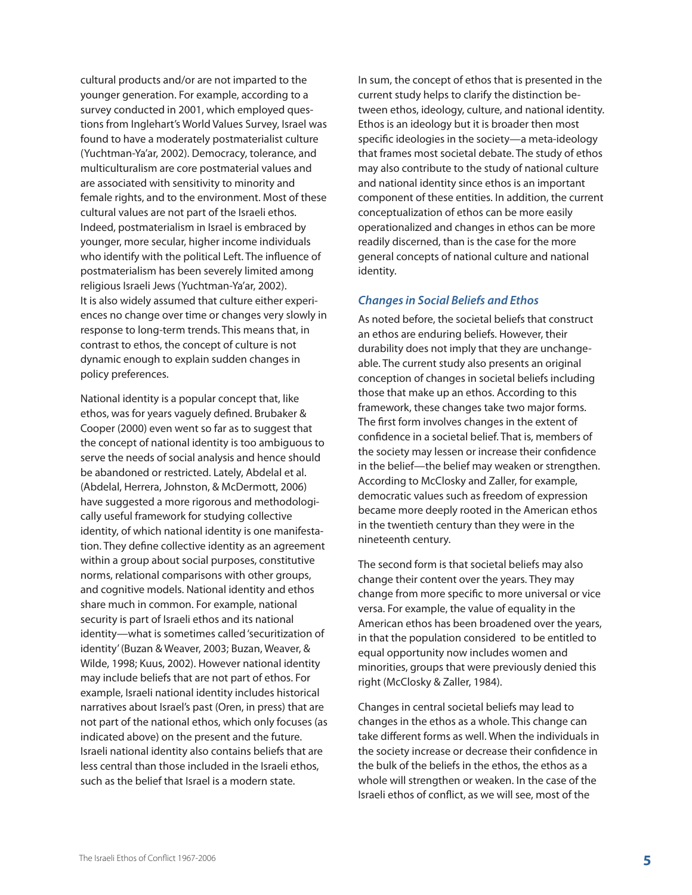cultural products and/or are not imparted to the younger generation. For example, according to a survey conducted in 2001, which employed questions from Inglehart's World Values Survey, Israel was found to have a moderately postmaterialist culture (Yuchtman-Ya'ar, 2002). Democracy, tolerance, and multiculturalism are core postmaterial values and are associated with sensitivity to minority and female rights, and to the environment. Most of these cultural values are not part of the Israeli ethos. Indeed, postmaterialism in Israel is embraced by younger, more secular, higher income individuals who identify with the political Left. The influence of postmaterialism has been severely limited among religious Israeli Jews (Yuchtman-Ya'ar, 2002). It is also widely assumed that culture either experiences no change over time or changes very slowly in response to long-term trends. This means that, in contrast to ethos, the concept of culture is not dynamic enough to explain sudden changes in policy preferences.

National identity is a popular concept that, like ethos, was for years vaguely defined. Brubaker & Cooper (2000) even went so far as to suggest that the concept of national identity is too ambiguous to serve the needs of social analysis and hence should be abandoned or restricted. Lately, Abdelal et al. (Abdelal, Herrera, Johnston, & McDermott, 2006) have suggested a more rigorous and methodologically useful framework for studying collective identity, of which national identity is one manifestation. They define collective identity as an agreement within a group about social purposes, constitutive norms, relational comparisons with other groups, and cognitive models. National identity and ethos share much in common. For example, national security is part of Israeli ethos and its national identity—what is sometimes called 'securitization of identity' (Buzan & Weaver, 2003; Buzan, Weaver, & Wilde, 1998; Kuus, 2002). However national identity may include beliefs that are not part of ethos. For example, Israeli national identity includes historical narratives about Israel's past (Oren, in press) that are not part of the national ethos, which only focuses (as indicated above) on the present and the future. Israeli national identity also contains beliefs that are less central than those included in the Israeli ethos, such as the belief that Israel is a modern state.

In sum, the concept of ethos that is presented in the current study helps to clarify the distinction between ethos, ideology, culture, and national identity. Ethos is an ideology but it is broader then most specific ideologies in the society—a meta-ideology that frames most societal debate. The study of ethos may also contribute to the study of national culture and national identity since ethos is an important component of these entities. In addition, the current conceptualization of ethos can be more easily operationalized and changes in ethos can be more readily discerned, than is the case for the more general concepts of national culture and national identity.

### *Changes in Social Beliefs and Ethos*

As noted before, the societal beliefs that construct an ethos are enduring beliefs. However, their durability does not imply that they are unchangeable. The current study also presents an original conception of changes in societal beliefs including those that make up an ethos. According to this framework, these changes take two major forms. The first form involves changes in the extent of confidence in a societal belief. That is, members of the society may lessen or increase their confidence in the belief—the belief may weaken or strengthen. According to McClosky and Zaller, for example, democratic values such as freedom of expression became more deeply rooted in the American ethos in the twentieth century than they were in the nineteenth century.

The second form is that societal beliefs may also change their content over the years. They may change from more specific to more universal or vice versa. For example, the value of equality in the American ethos has been broadened over the years, in that the population considered to be entitled to equal opportunity now includes women and minorities, groups that were previously denied this right (McClosky & Zaller, 1984).

Changes in central societal beliefs may lead to changes in the ethos as a whole. This change can take different forms as well. When the individuals in the society increase or decrease their confidence in the bulk of the beliefs in the ethos, the ethos as a whole will strengthen or weaken. In the case of the Israeli ethos of conflict, as we will see, most of the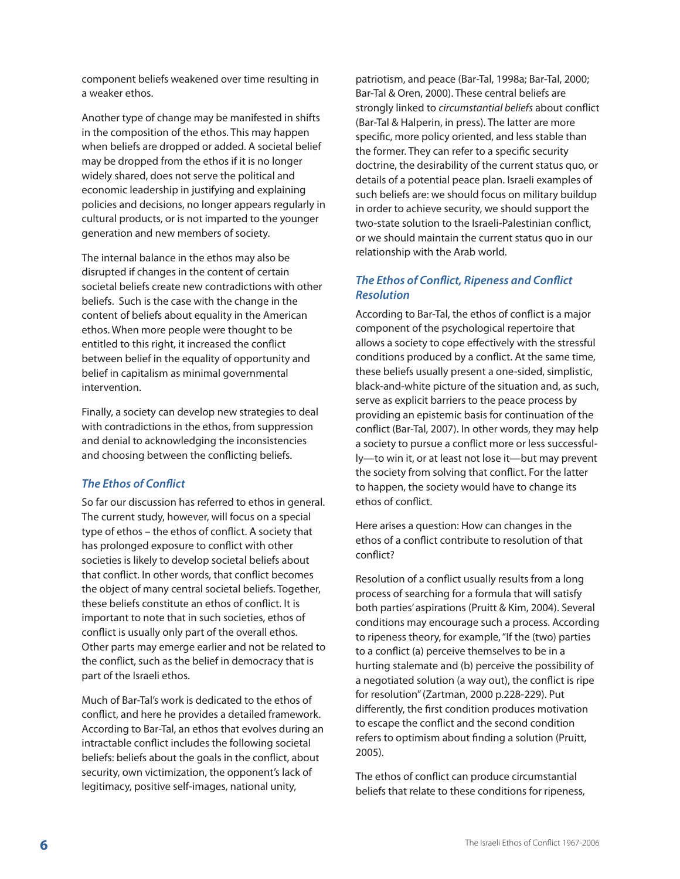component beliefs weakened over time resulting in a weaker ethos.

Another type of change may be manifested in shifts in the composition of the ethos. This may happen when beliefs are dropped or added. A societal belief may be dropped from the ethos if it is no longer widely shared, does not serve the political and economic leadership in justifying and explaining policies and decisions, no longer appears regularly in cultural products, or is not imparted to the younger generation and new members of society.

The internal balance in the ethos may also be disrupted if changes in the content of certain societal beliefs create new contradictions with other beliefs. Such is the case with the change in the content of beliefs about equality in the American ethos. When more people were thought to be entitled to this right, it increased the conflict between belief in the equality of opportunity and belief in capitalism as minimal governmental intervention.

Finally, a society can develop new strategies to deal with contradictions in the ethos, from suppression and denial to acknowledging the inconsistencies and choosing between the conflicting beliefs.

### *The Ethos of Conflict*

So far our discussion has referred to ethos in general. The current study, however, will focus on a special type of ethos – the ethos of conflict. A society that has prolonged exposure to conflict with other societies is likely to develop societal beliefs about that conflict. In other words, that conflict becomes the object of many central societal beliefs. Together, these beliefs constitute an ethos of conflict. It is important to note that in such societies, ethos of conflict is usually only part of the overall ethos. Other parts may emerge earlier and not be related to the conflict, such as the belief in democracy that is part of the Israeli ethos.

Much of Bar-Tal's work is dedicated to the ethos of conflict, and here he provides a detailed framework. According to Bar-Tal, an ethos that evolves during an intractable conflict includes the following societal beliefs: beliefs about the goals in the conflict, about security, own victimization, the opponent's lack of legitimacy, positive self-images, national unity, patriotism, and peace (Bar-Tal, 1998a; Bar-Tal, 2000; Bar-Tal & Oren, 2000). These central beliefs are strongly linked to *circumstantial beliefs* about conflict (Bar-Tal & Halperin, in press). The latter are more specific, more policy oriented, and less stable than the former. They can refer to a specific security doctrine, the desirability of the current status quo, or details of a potential peace plan. Israeli examples of such beliefs are: we should focus on military buildup in order to achieve security, we should support the two-state solution to the Israeli-Palestinian conflict, or we should maintain the current status quo in our relationship with the Arab world.

### *The Ethos of Conflict, Ripeness and Conflict Resolution*

According to Bar-Tal, the ethos of conflict is a major component of the psychological repertoire that allows a society to cope effectively with the stressful conditions produced by a conflict. At the same time, these beliefs usually present a one-sided, simplistic, black-and-white picture of the situation and, as such, serve as explicit barriers to the peace process by providing an epistemic basis for continuation of the conflict (Bar-Tal, 2007). In other words, they may help a society to pursue a conflict more or less successfully—to win it, or at least not lose it—but may prevent the society from solving that conflict. For the latter to happen, the society would have to change its ethos of conflict.

Here arises a question: How can changes in the ethos of a conflict contribute to resolution of that conflict?

Resolution of a conflict usually results from a long process of searching for a formula that will satisfy both parties' aspirations (Pruitt & Kim, 2004). Several conditions may encourage such a process. According to ripeness theory, for example, "If the (two) parties to a conflict (a) perceive themselves to be in a hurting stalemate and (b) perceive the possibility of a negotiated solution (a way out), the conflict is ripe for resolution" (Zartman, 2000 p.228-229). Put differently, the first condition produces motivation to escape the conflict and the second condition refers to optimism about finding a solution (Pruitt, 2005).

The ethos of conflict can produce circumstantial beliefs that relate to these conditions for ripeness,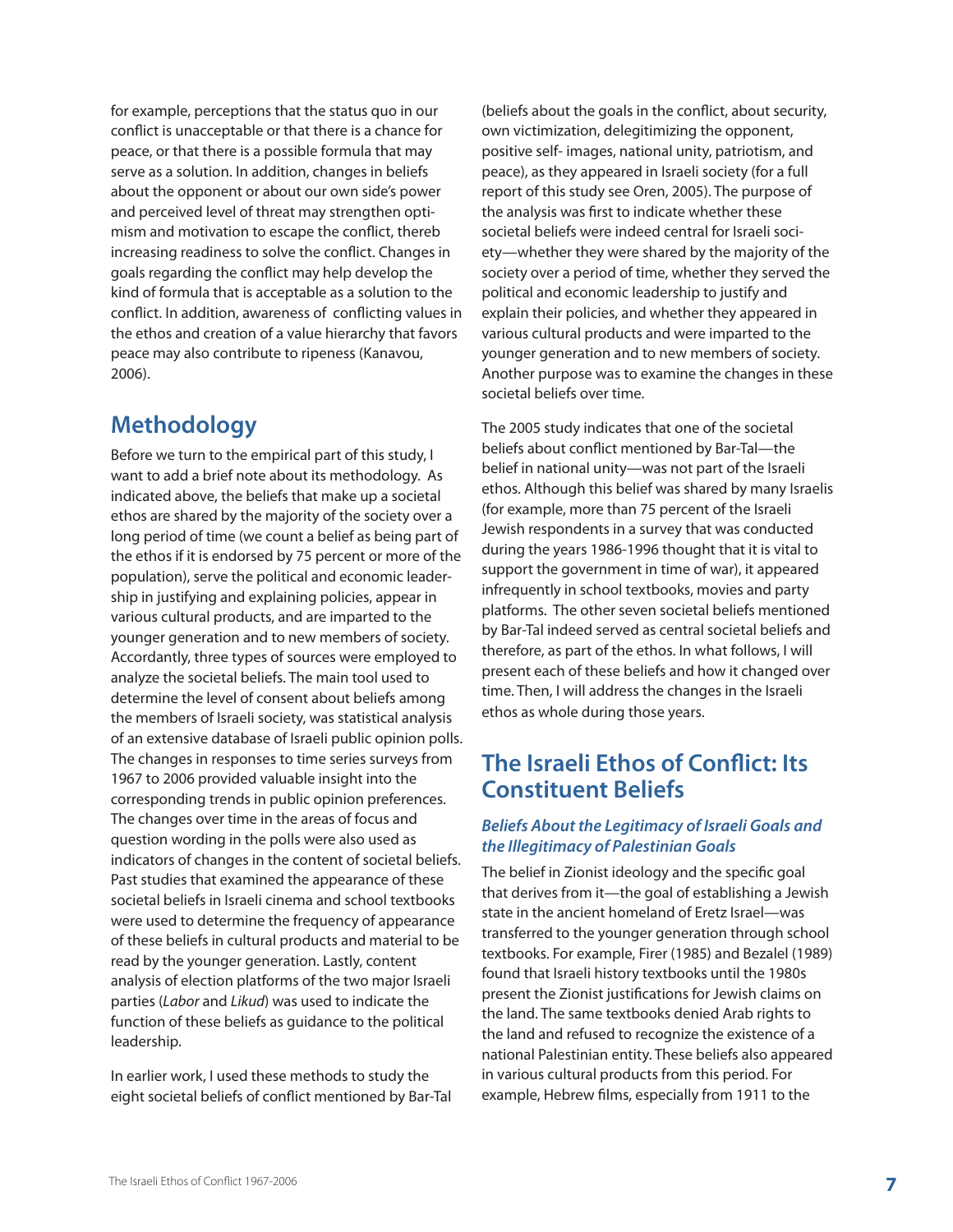for example, perceptions that the status quo in our conflict is unacceptable or that there is a chance for peace, or that there is a possible formula that may serve as a solution. In addition, changes in beliefs about the opponent or about our own side's power and perceived level of threat may strengthen optimism and motivation to escape the conflict, thereb increasing readiness to solve the conflict. Changes in goals regarding the conflict may help develop the kind of formula that is acceptable as a solution to the conflict. In addition, awareness of conflicting values in the ethos and creation of a value hierarchy that favors peace may also contribute to ripeness (Kanavou, 2006).

## Methodology

Before we turn to the empirical part of this study, I want to add a brief note about its methodology. As indicated above, the beliefs that make up a societal ethos are shared by the majority of the society over a long period of time (we count a belief as being part of the ethos if it is endorsed by 75 percent or more of the population), serve the political and economic leadership in justifying and explaining policies, appear in various cultural products, and are imparted to the younger generation and to new members of society. Accordantly, three types of sources were employed to analyze the societal beliefs. The main tool used to determine the level of consent about beliefs among the members of Israeli society, was statistical analysis of an extensive database of Israeli public opinion polls. The changes in responses to time series surveys from 1967 to 2006 provided valuable insight into the corresponding trends in public opinion preferences. The changes over time in the areas of focus and question wording in the polls were also used as indicators of changes in the content of societal beliefs. Past studies that examined the appearance of these societal beliefs in Israeli cinema and school textbooks were used to determine the frequency of appearance of these beliefs in cultural products and material to be read by the younger generation. Lastly, content analysis of election platforms of the two major Israeli parties (*Labor* and *Likud*) was used to indicate the function of these beliefs as guidance to the political leadership.

In earlier work, I used these methods to study the eight societal beliefs of conflict mentioned by Bar-Tal (beliefs about the goals in the conflict, about security, own victimization, delegitimizing the opponent, positive self- images, national unity, patriotism, and peace), as they appeared in Israeli society (for a full report of this study see Oren, 2005). The purpose of the analysis was first to indicate whether these societal beliefs were indeed central for Israeli society—whether they were shared by the majority of the society over a period of time, whether they served the political and economic leadership to justify and explain their policies, and whether they appeared in various cultural products and were imparted to the younger generation and to new members of society. Another purpose was to examine the changes in these societal beliefs over time.

The 2005 study indicates that one of the societal beliefs about conflict mentioned by Bar-Tal—the belief in national unity—was not part of the Israeli ethos. Although this belief was shared by many Israelis (for example, more than 75 percent of the Israeli Jewish respondents in a survey that was conducted during the years 1986-1996 thought that it is vital to support the government in time of war), it appeared infrequently in school textbooks, movies and party platforms. The other seven societal beliefs mentioned by Bar-Tal indeed served as central societal beliefs and therefore, as part of the ethos. In what follows, I will present each of these beliefs and how it changed over time. Then, I will address the changes in the Israeli ethos as whole during those years.

## The Israeli Ethos of Conflict: Its Constituent Beliefs

### *Beliefs About the Legitimacy of Israeli Goals and the Illegitimacy of Palestinian Goals*

The belief in Zionist ideology and the specific goal that derives from it—the goal of establishing a Jewish state in the ancient homeland of Eretz Israel—was transferred to the younger generation through school textbooks. For example, Firer (1985) and Bezalel (1989) found that Israeli history textbooks until the 1980s present the Zionist justifications for Jewish claims on the land. The same textbooks denied Arab rights to the land and refused to recognize the existence of a national Palestinian entity. These beliefs also appeared in various cultural products from this period. For example, Hebrew films, especially from 1911 to the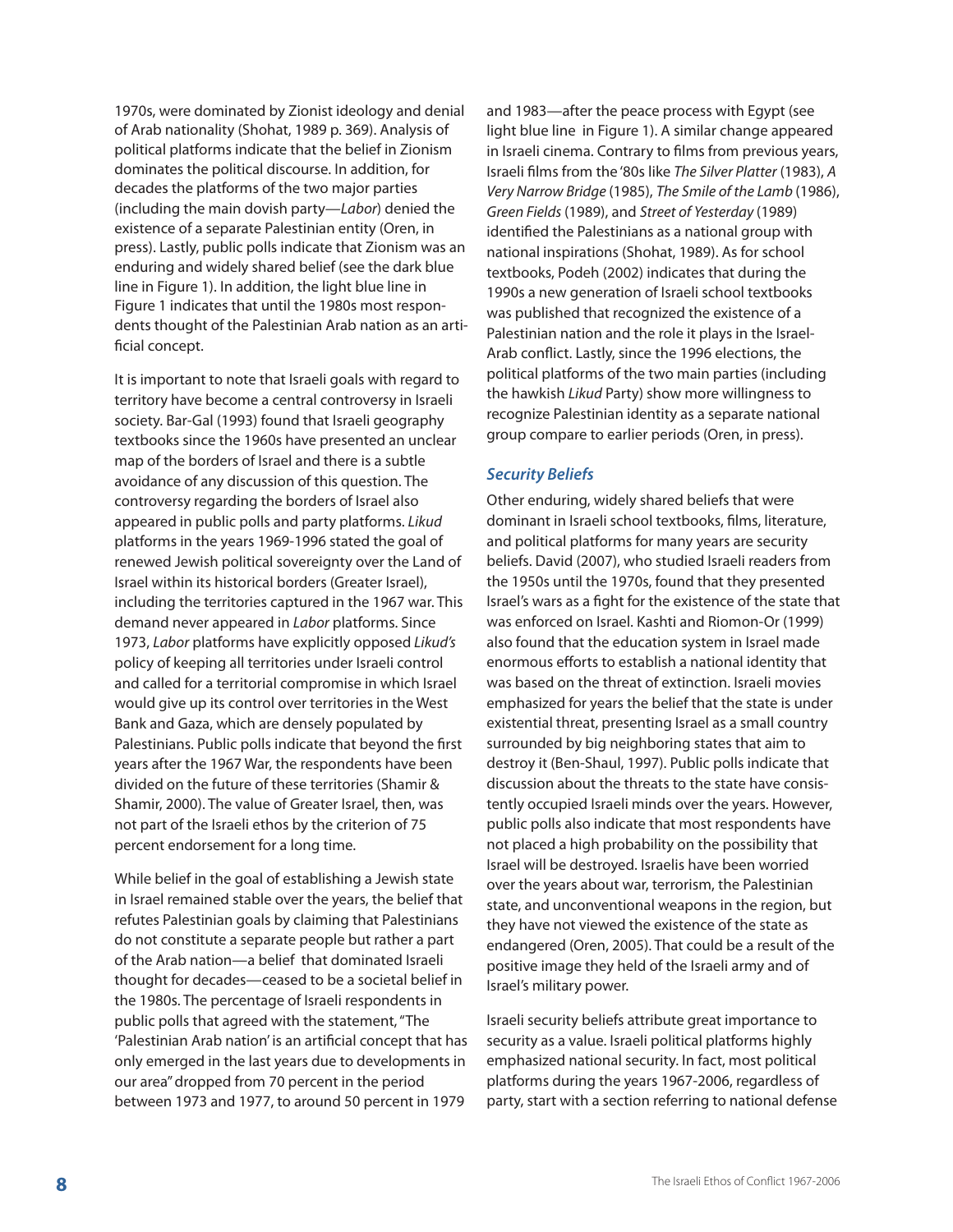1970s, were dominated by Zionist ideology and denial of Arab nationality (Shohat, 1989 p. 369). Analysis of political platforms indicate that the belief in Zionism dominates the political discourse. In addition, for decades the platforms of the two major parties (including the main dovish party—*Labor*) denied the existence of a separate Palestinian entity (Oren, in press). Lastly, public polls indicate that Zionism was an enduring and widely shared belief (see the dark blue line in Figure 1). In addition, the light blue line in Figure 1 indicates that until the 1980s most respondents thought of the Palestinian Arab nation as an artificial concept.

It is important to note that Israeli goals with regard to territory have become a central controversy in Israeli society. Bar-Gal (1993) found that Israeli geography textbooks since the 1960s have presented an unclear map of the borders of Israel and there is a subtle avoidance of any discussion of this question. The controversy regarding the borders of Israel also appeared in public polls and party platforms. *Likud* platforms in the years 1969-1996 stated the goal of renewed Jewish political sovereignty over the Land of Israel within its historical borders (Greater Israel), including the territories captured in the 1967 war. This demand never appeared in *Labor* platforms. Since 1973, *Labor* platforms have explicitly opposed *Likud's* policy of keeping all territories under Israeli control and called for a territorial compromise in which Israel would give up its control over territories in the West Bank and Gaza, which are densely populated by Palestinians. Public polls indicate that beyond the first years after the 1967 War, the respondents have been divided on the future of these territories (Shamir & Shamir, 2000). The value of Greater Israel, then, was not part of the Israeli ethos by the criterion of 75 percent endorsement for a long time.

While belief in the goal of establishing a Jewish state in Israel remained stable over the years, the belief that refutes Palestinian goals by claiming that Palestinians do not constitute a separate people but rather a part of the Arab nation—a belief that dominated Israeli thought for decades—ceased to be a societal belief in the 1980s. The percentage of Israeli respondents in public polls that agreed with the statement, "The 'Palestinian Arab nation' is an artificial concept that has only emerged in the last years due to developments in our area" dropped from 70 percent in the period between 1973 and 1977, to around 50 percent in 1979 and 1983—after the peace process with Egypt (see light blue line in Figure 1). A similar change appeared in Israeli cinema. Contrary to films from previous years, Israeli films from the '80s like *The Silver Platter* (1983), *A Very Narrow Bridge* (1985), *The Smile of the Lamb* (1986), *Green Fields* (1989), and *Street of Yesterday* (1989) identified the Palestinians as a national group with national inspirations (Shohat, 1989). As for school textbooks, Podeh (2002) indicates that during the 1990s a new generation of Israeli school textbooks was published that recognized the existence of a Palestinian nation and the role it plays in the Israel-Arab conflict. Lastly, since the 1996 elections, the political platforms of the two main parties (including the hawkish *Likud* Party) show more willingness to recognize Palestinian identity as a separate national group compare to earlier periods (Oren, in press).

### *Security Beliefs*

Other enduring, widely shared beliefs that were dominant in Israeli school textbooks, films, literature, and political platforms for many years are security beliefs. David (2007), who studied Israeli readers from the 1950s until the 1970s, found that they presented Israel's wars as a fight for the existence of the state that was enforced on Israel. Kashti and Riomon-Or (1999) also found that the education system in Israel made enormous efforts to establish a national identity that was based on the threat of extinction. Israeli movies emphasized for years the belief that the state is under existential threat, presenting Israel as a small country surrounded by big neighboring states that aim to destroy it (Ben-Shaul, 1997). Public polls indicate that discussion about the threats to the state have consistently occupied Israeli minds over the years. However, public polls also indicate that most respondents have not placed a high probability on the possibility that Israel will be destroyed. Israelis have been worried over the years about war, terrorism, the Palestinian state, and unconventional weapons in the region, but they have not viewed the existence of the state as endangered (Oren, 2005). That could be a result of the positive image they held of the Israeli army and of Israel's military power.

Israeli security beliefs attribute great importance to security as a value. Israeli political platforms highly emphasized national security. In fact, most political platforms during the years 1967-2006, regardless of party, start with a section referring to national defense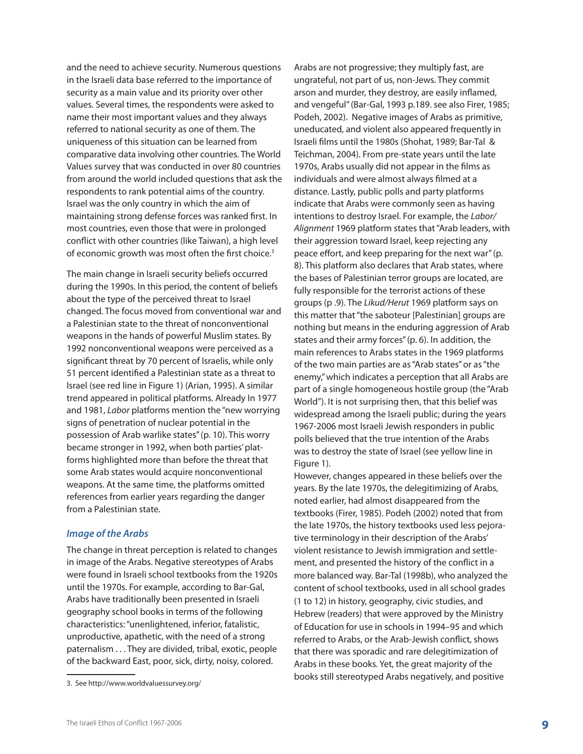and the need to achieve security. Numerous questions in the Israeli data base referred to the importance of security as a main value and its priority over other values. Several times, the respondents were asked to name their most important values and they always referred to national security as one of them. The uniqueness of this situation can be learned from comparative data involving other countries. The World Values survey that was conducted in over 80 countries from around the world included questions that ask the respondents to rank potential aims of the country. Israel was the only country in which the aim of maintaining strong defense forces was ranked first. In most countries, even those that were in prolonged conflict with other countries (like Taiwan), a high level of economic growth was most often the first choice.[3]

The main change in Israeli security beliefs occurred during the 1990s. In this period, the content of beliefs about the type of the perceived threat to Israel changed. The focus moved from conventional war and a Palestinian state to the threat of nonconventional weapons in the hands of powerful Muslim states. By 1992 nonconventional weapons were perceived as a significant threat by 70 percent of Israelis, while only 51 percent identified a Palestinian state as a threat to Israel (see red line in Figure 1) (Arian, 1995). A similar trend appeared in political platforms. Already In 1977 and 1981, *Labor* platforms mention the "new worrying signs of penetration of nuclear potential in the possession of Arab warlike states" (p. 10). This worry became stronger in 1992, when both parties' platforms highlighted more than before the threat that some Arab states would acquire nonconventional weapons. At the same time, the platforms omitted references from earlier years regarding the danger from a Palestinian state.

### *Image of the Arabs*

The change in threat perception is related to changes in image of the Arabs. Negative stereotypes of Arabs were found in Israeli school textbooks from the 1920s until the 1970s. For example, according to Bar-Gal, Arabs have traditionally been presented in Israeli geography school books in terms of the following characteristics: "unenlightened, inferior, fatalistic, unproductive, apathetic, with the need of a strong paternalism . . . They are divided, tribal, exotic, people of the backward East, poor, sick, dirty, noisy, colored. Arabs are not progressive; they multiply fast, are ungrateful, not part of us, non-Jews. They commit arson and murder, they destroy, are easily inflamed, and vengeful" (Bar-Gal, 1993 p.189. see also Firer, 1985; Podeh, 2002). Negative images of Arabs as primitive, uneducated, and violent also appeared frequently in Israeli films until the 1980s (Shohat, 1989; Bar-Tal & Teichman, 2004). From pre-state years until the late 1970s, Arabs usually did not appear in the films as individuals and were almost always filmed at a distance. Lastly, public polls and party platforms indicate that Arabs were commonly seen as having intentions to destroy Israel. For example, the *Labor/Alignment* 1969 platform states that "Arab leaders, with their aggression toward Israel, keep rejecting any peace effort, and keep preparing for the next war" (p. 8). This platform also declares that Arab states, where the bases of Palestinian terror groups are located, are fully responsible for the terrorist actions of these groups (p .9). The *Likud/Herut* 1969 platform says on this matter that "the saboteur [Palestinian] groups are nothing but means in the enduring aggression of Arab states and their army forces" (p. 6). In addition, the main references to Arabs states in the 1969 platforms of the two main parties are as "Arab states" or as "the enemy," which indicates a perception that all Arabs are part of a single homogeneous hostile group (the "Arab World"). It is not surprising then, that this belief was widespread among the Israeli public; during the years 1967-2006 most Israeli Jewish responders in public polls believed that the true intention of the Arabs was to destroy the state of Israel (see yellow line in Figure 1).

However, changes appeared in these beliefs over the years. By the late 1970s, the delegitimizing of Arabs, noted earlier, had almost disappeared from the textbooks (Firer, 1985). Podeh (2002) noted that from the late 1970s, the history textbooks used less pejorative terminology in their description of the Arabs' violent resistance to Jewish immigration and settlement, and presented the history of the conflict in a more balanced way. Bar-Tal (1998b), who analyzed the content of school textbooks, used in all school grades (1 to 12) in history, geography, civic studies, and Hebrew (readers) that were approved by the Ministry of Education for use in schools in 1994–95 and which referred to Arabs, or the Arab-Jewish conflict, shows that there was sporadic and rare delegitimization of Arabs in these books. Yet, the great majority of the books still stereotyped Arabs negatively, and positive

---

3. See http://www.worldvaluessurvey.org/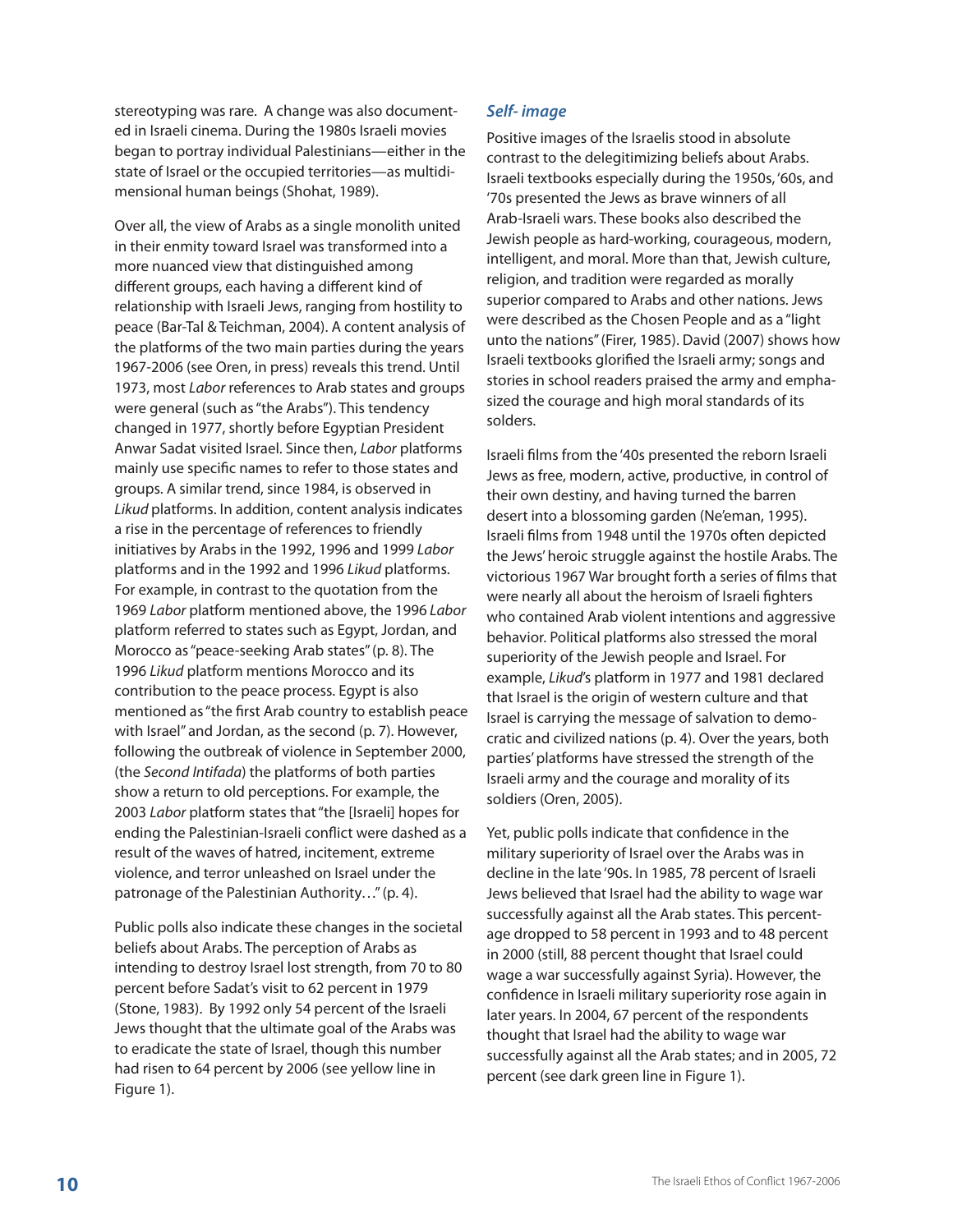stereotyping was rare. A change was also documented in Israeli cinema. During the 1980s Israeli movies began to portray individual Palestinians—either in the state of Israel or the occupied territories—as multidimensional human beings (Shohat, 1989).

Over all, the view of Arabs as a single monolith united in their enmity toward Israel was transformed into a more nuanced view that distinguished among different groups, each having a different kind of relationship with Israeli Jews, ranging from hostility to peace (Bar-Tal & Teichman, 2004). A content analysis of the platforms of the two main parties during the years 1967-2006 (see Oren, in press) reveals this trend. Until 1973, most *Labor* references to Arab states and groups were general (such as "the Arabs"). This tendency changed in 1977, shortly before Egyptian President Anwar Sadat visited Israel. Since then, *Labor* platforms mainly use specific names to refer to those states and groups. A similar trend, since 1984, is observed in *Likud* platforms. In addition, content analysis indicates a rise in the percentage of references to friendly initiatives by Arabs in the 1992, 1996 and 1999 *Labor* platforms and in the 1992 and 1996 *Likud* platforms. For example, in contrast to the quotation from the 1969 *Labor* platform mentioned above, the 1996 *Labor* platform referred to states such as Egypt, Jordan, and Morocco as "peace-seeking Arab states" (p. 8). The 1996 *Likud* platform mentions Morocco and its contribution to the peace process. Egypt is also mentioned as "the first Arab country to establish peace with Israel" and Jordan, as the second (p. 7). However, following the outbreak of violence in September 2000, (the *Second Intifada*) the platforms of both parties show a return to old perceptions. For example, the 2003 *Labor* platform states that "the [Israeli] hopes for ending the Palestinian-Israeli conflict were dashed as a result of the waves of hatred, incitement, extreme violence, and terror unleashed on Israel under the patronage of the Palestinian Authority…" (p. 4).

Public polls also indicate these changes in the societal beliefs about Arabs. The perception of Arabs as intending to destroy Israel lost strength, from 70 to 80 percent before Sadat's visit to 62 percent in 1979 (Stone, 1983). By 1992 only 54 percent of the Israeli Jews thought that the ultimate goal of the Arabs was to eradicate the state of Israel, though this number had risen to 64 percent by 2006 (see yellow line in Figure 1).

### *Self- image*

Positive images of the Israelis stood in absolute contrast to the delegitimizing beliefs about Arabs. Israeli textbooks especially during the 1950s, '60s, and '70s presented the Jews as brave winners of all Arab-Israeli wars. These books also described the Jewish people as hard-working, courageous, modern, intelligent, and moral. More than that, Jewish culture, religion, and tradition were regarded as morally superior compared to Arabs and other nations. Jews were described as the Chosen People and as a "light unto the nations" (Firer, 1985). David (2007) shows how Israeli textbooks glorified the Israeli army; songs and stories in school readers praised the army and emphasized the courage and high moral standards of its soldiers.

Israeli films from the '40s presented the reborn Israeli Jews as free, modern, active, productive, in control of their own destiny, and having turned the barren desert into a blossoming garden (Ne'eman, 1995). Israeli films from 1948 until the 1970s often depicted the Jews' heroic struggle against the hostile Arabs. The victorious 1967 War brought forth a series of films that were nearly all about the heroism of Israeli fighters who contained Arab violent intentions and aggressive behavior. Political platforms also stressed the moral superiority of the Jewish people and Israel. For example, *Likud*'s platform in 1977 and 1981 declared that Israel is the origin of western culture and that Israel is carrying the message of salvation to democratic and civilized nations (p. 4). Over the years, both parties' platforms have stressed the strength of the Israeli army and the courage and morality of its soldiers (Oren, 2005).

Yet, public polls indicate that confidence in the military superiority of Israel over the Arabs was in decline in the late '90s. In 1985, 78 percent of Israeli Jews believed that Israel had the ability to wage war successfully against all the Arab states. This percentage dropped to 58 percent in 1993 and to 48 percent in 2000 (still, 88 percent thought that Israel could wage a war successfully against Syria). However, the confidence in Israeli military superiority rose again in later years. In 2004, 67 percent of the respondents thought that Israel had the ability to wage war successfully against all the Arab states; and in 2005, 72 percent (see dark green line in Figure 1).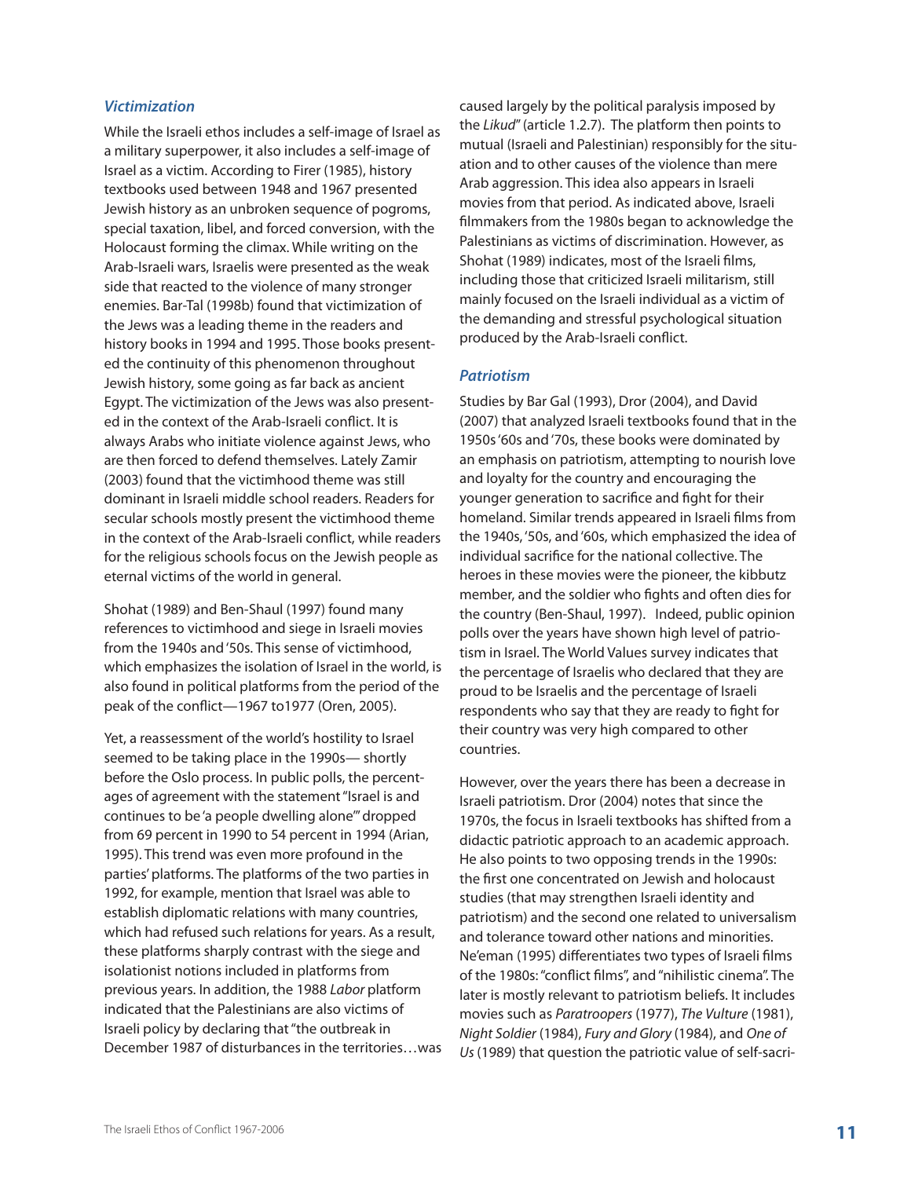### *Victimization*

While the Israeli ethos includes a self-image of Israel as a military superpower, it also includes a self-image of Israel as a victim. According to Firer (1985), history textbooks used between 1948 and 1967 presented Jewish history as an unbroken sequence of pogroms, special taxation, libel, and forced conversion, with the Holocaust forming the climax. While writing on the Arab-Israeli wars, Israelis were presented as the weak side that reacted to the violence of many stronger enemies. Bar-Tal (1998b) found that victimization of the Jews was a leading theme in the readers and history books in 1994 and 1995. Those books presented the continuity of this phenomenon throughout Jewish history, some going as far back as ancient Egypt. The victimization of the Jews was also presented in the context of the Arab-Israeli conflict. It is always Arabs who initiate violence against Jews, who are then forced to defend themselves. Lately Zamir (2003) found that the victimhood theme was still dominant in Israeli middle school readers. Readers for secular schools mostly present the victimhood theme in the context of the Arab-Israeli conflict, while readers for the religious schools focus on the Jewish people as eternal victims of the world in general.

Shohat (1989) and Ben-Shaul (1997) found many references to victimhood and siege in Israeli movies from the 1940s and '50s. This sense of victimhood, which emphasizes the isolation of Israel in the world, is also found in political platforms from the period of the peak of the conflict—1967 to1977 (Oren, 2005).

Yet, a reassessment of the world's hostility to Israel seemed to be taking place in the 1990s— shortly before the Oslo process. In public polls, the percentages of agreement with the statement "Israel is and continues to be 'a people dwelling alone'" dropped from 69 percent in 1990 to 54 percent in 1994 (Arian, 1995). This trend was even more profound in the parties' platforms. The platforms of the two parties in 1992, for example, mention that Israel was able to establish diplomatic relations with many countries, which had refused such relations for years. As a result, these platforms sharply contrast with the siege and isolationist notions included in platforms from previous years. In addition, the 1988 *Labor* platform indicated that the Palestinians are also victims of Israeli policy by declaring that "the outbreak in December 1987 of disturbances in the territories…was caused largely by the political paralysis imposed by the *Likud*" (article 1.2.7). The platform then points to mutual (Israeli and Palestinian) responsibly for the situation and to other causes of the violence than mere Arab aggression. This idea also appears in Israeli movies from that period. As indicated above, Israeli filmmakers from the 1980s began to acknowledge the Palestinians as victims of discrimination. However, as Shohat (1989) indicates, most of the Israeli films, including those that criticized Israeli militarism, still mainly focused on the Israeli individual as a victim of the demanding and stressful psychological situation produced by the Arab-Israeli conflict.

### *Patriotism*

Studies by Bar Gal (1993), Dror (2004), and David (2007) that analyzed Israeli textbooks found that in the 1950s '60s and '70s, these books were dominated by an emphasis on patriotism, attempting to nourish love and loyalty for the country and encouraging the younger generation to sacrifice and fight for their homeland. Similar trends appeared in Israeli films from the 1940s, '50s, and '60s, which emphasized the idea of individual sacrifice for the national collective. The heroes in these movies were the pioneer, the kibbutz member, and the soldier who fights and often dies for the country (Ben-Shaul, 1997). Indeed, public opinion polls over the years have shown high level of patriotism in Israel. The World Values survey indicates that the percentage of Israelis who declared that they are proud to be Israelis and the percentage of Israeli respondents who say that they are ready to fight for their country was very high compared to other countries.

However, over the years there has been a decrease in Israeli patriotism. Dror (2004) notes that since the 1970s, the focus in Israeli textbooks has shifted from a didactic patriotic approach to an academic approach. He also points to two opposing trends in the 1990s: the first one concentrated on Jewish and holocaust studies (that may strengthen Israeli identity and patriotism) and the second one related to universalism and tolerance toward other nations and minorities. Ne'eman (1995) differentiates two types of Israeli films of the 1980s: "conflict films", and "nihilistic cinema". The later is mostly relevant to patriotism beliefs. It includes movies such as *Paratroopers* (1977), *The Vulture* (1981), *Night Soldier* (1984), *Fury and Glory* (1984), and *One of Us* (1989) that question the patriotic value of self-sacri-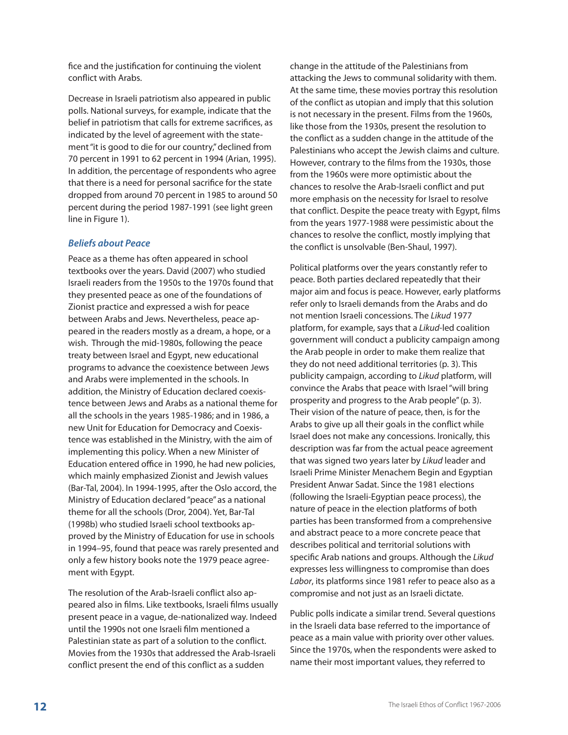fice and the justification for continuing the violent conflict with Arabs.

Decrease in Israeli patriotism also appeared in public polls. National surveys, for example, indicate that the belief in patriotism that calls for extreme sacrifices, as indicated by the level of agreement with the statement "it is good to die for our country," declined from 70 percent in 1991 to 62 percent in 1994 (Arian, 1995). In addition, the percentage of respondents who agree that there is a need for personal sacrifice for the state dropped from around 70 percent in 1985 to around 50 percent during the period 1987-1991 (see light green line in Figure 1).

### *Beliefs about Peace*

Peace as a theme has often appeared in school textbooks over the years. David (2007) who studied Israeli readers from the 1950s to the 1970s found that they presented peace as one of the foundations of Zionist practice and expressed a wish for peace between Arabs and Jews. Nevertheless, peace appeared in the readers mostly as a dream, a hope, or a wish. Through the mid-1980s, following the peace treaty between Israel and Egypt, new educational programs to advance the coexistence between Jews and Arabs were implemented in the schools. In addition, the Ministry of Education declared coexistence between Jews and Arabs as a national theme for all the schools in the years 1985-1986; and in 1986, a new Unit for Education for Democracy and Coexistence was established in the Ministry, with the aim of implementing this policy. When a new Minister of Education entered office in 1990, he had new policies, which mainly emphasized Zionist and Jewish values (Bar-Tal, 2004). In 1994-1995, after the Oslo accord, the Ministry of Education declared "peace" as a national theme for all the schools (Dror, 2004). Yet, Bar-Tal (1998b) who studied Israeli school textbooks approved by the Ministry of Education for use in schools in 1994–95, found that peace was rarely presented and only a few history books note the 1979 peace agreement with Egypt.

The resolution of the Arab-Israeli conflict also appeared also in films. Like textbooks, Israeli films usually present peace in a vague, de-nationalized way. Indeed until the 1990s not one Israeli film mentioned a Palestinian state as part of a solution to the conflict. Movies from the 1930s that addressed the Arab-Israeli conflict present the end of this conflict as a sudden change in the attitude of the Palestinians from attacking the Jews to communal solidarity with them. At the same time, these movies portray this resolution of the conflict as utopian and imply that this solution is not necessary in the present. Films from the 1960s, like those from the 1930s, present the resolution to the conflict as a sudden change in the attitude of the Palestinians who accept the Jewish claims and culture. However, contrary to the films from the 1930s, those from the 1960s were more optimistic about the chances to resolve the Arab-Israeli conflict and put more emphasis on the necessity for Israel to resolve that conflict. Despite the peace treaty with Egypt, films from the years 1977-1988 were pessimistic about the chances to resolve the conflict, mostly implying that the conflict is unsolvable (Ben-Shaul, 1997).

Political platforms over the years constantly refer to peace. Both parties declared repeatedly that their major aim and focus is peace. However, early platforms refer only to Israeli demands from the Arabs and do not mention Israeli concessions. The *Likud* 1977 platform, for example, says that a *Likud*-led coalition government will conduct a publicity campaign among the Arab people in order to make them realize that they do not need additional territories (p. 3). This publicity campaign, according to *Likud* platform, will convince the Arabs that peace with Israel "will bring prosperity and progress to the Arab people" (p. 3). Their vision of the nature of peace, then, is for the Arabs to give up all their goals in the conflict while Israel does not make any concessions. Ironically, this description was far from the actual peace agreement that was signed two years later by *Likud* leader and Israeli Prime Minister Menachem Begin and Egyptian President Anwar Sadat. Since the 1981 elections (following the Israeli-Egyptian peace process), the nature of peace in the election platforms of both parties has been transformed from a comprehensive and abstract peace to a more concrete peace that describes political and territorial solutions with specific Arab nations and groups. Although the *Likud* expresses less willingness to compromise than does *Labor*, its platforms since 1981 refer to peace also as a compromise and not just as an Israeli dictate.

Public polls indicate a similar trend. Several questions in the Israeli data base referred to the importance of peace as a main value with priority over other values. Since the 1970s, when the respondents were asked to name their most important values, they referred to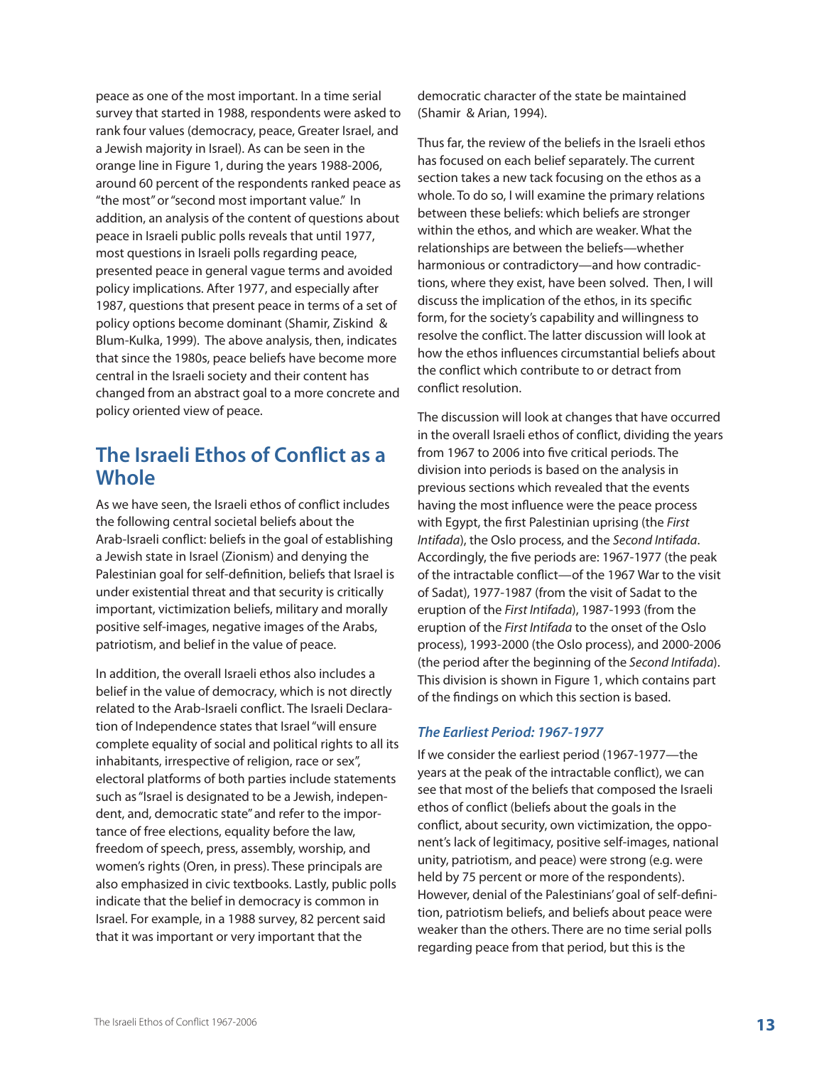peace as one of the most important. In a time serial survey that started in 1988, respondents were asked to rank four values (democracy, peace, Greater Israel, and a Jewish majority in Israel). As can be seen in the orange line in Figure 1, during the years 1988-2006, around 60 percent of the respondents ranked peace as "the most" or "second most important value." In addition, an analysis of the content of questions about peace in Israeli public polls reveals that until 1977, most questions in Israeli polls regarding peace, presented peace in general vague terms and avoided policy implications. After 1977, and especially after 1987, questions that present peace in terms of a set of policy options become dominant (Shamir, Ziskind & Blum-Kulka, 1999). The above analysis, then, indicates that since the 1980s, peace beliefs have become more central in the Israeli society and their content has changed from an abstract goal to a more concrete and policy oriented view of peace.

## The Israeli Ethos of Conflict as a Whole

As we have seen, the Israeli ethos of conflict includes the following central societal beliefs about the Arab-Israeli conflict: beliefs in the goal of establishing a Jewish state in Israel (Zionism) and denying the Palestinian goal for self-definition, beliefs that Israel is under existential threat and that security is critically important, victimization beliefs, military and morally positive self-images, negative images of the Arabs, patriotism, and belief in the value of peace.

In addition, the overall Israeli ethos also includes a belief in the value of democracy, which is not directly related to the Arab-Israeli conflict. The Israeli Declaration of Independence states that Israel "will ensure complete equality of social and political rights to all its inhabitants, irrespective of religion, race or sex", electoral platforms of both parties include statements such as "Israel is designated to be a Jewish, independent, and, democratic state" and refer to the importance of free elections, equality before the law, freedom of speech, press, assembly, worship, and women's rights (Oren, in press). These principals are also emphasized in civic textbooks. Lastly, public polls indicate that the belief in democracy is common in Israel. For example, in a 1988 survey, 82 percent said that it was important or very important that the democratic character of the state be maintained (Shamir & Arian, 1994).

Thus far, the review of the beliefs in the Israeli ethos has focused on each belief separately. The current section takes a new tack focusing on the ethos as a whole. To do so, I will examine the primary relations between these beliefs: which beliefs are stronger within the ethos, and which are weaker. What the relationships are between the beliefs—whether harmonious or contradictory—and how contradictions, where they exist, have been solved. Then, I will discuss the implication of the ethos, in its specific form, for the society's capability and willingness to resolve the conflict. The latter discussion will look at how the ethos influences circumstantial beliefs about the conflict which contribute to or detract from conflict resolution.

The discussion will look at changes that have occurred in the overall Israeli ethos of conflict, dividing the years from 1967 to 2006 into five critical periods. The division into periods is based on the analysis in previous sections which revealed that the events having the most influence were the peace process with Egypt, the first Palestinian uprising (the *First Intifada*), the Oslo process, and the *Second Intifada*. Accordingly, the five periods are: 1967-1977 (the peak of the intractable conflict—of the 1967 War to the visit of Sadat), 1977-1987 (from the visit of Sadat to the eruption of the *First Intifada*), 1987-1993 (from the eruption of the *First Intifada* to the onset of the Oslo process), 1993-2000 (the Oslo process), and 2000-2006 (the period after the beginning of the *Second Intifada*). This division is shown in Figure 1, which contains part of the findings on which this section is based.

### *The Earliest Period: 1967-1977*

If we consider the earliest period (1967-1977—the years at the peak of the intractable conflict), we can see that most of the beliefs that composed the Israeli ethos of conflict (beliefs about the goals in the conflict, about security, own victimization, the opponent's lack of legitimacy, positive self-images, national unity, patriotism, and peace) were strong (e.g. were held by 75 percent or more of the respondents). However, denial of the Palestinians' goal of self-definition, patriotism beliefs, and beliefs about peace were weaker than the others. There are no time serial polls regarding peace from that period, but this is the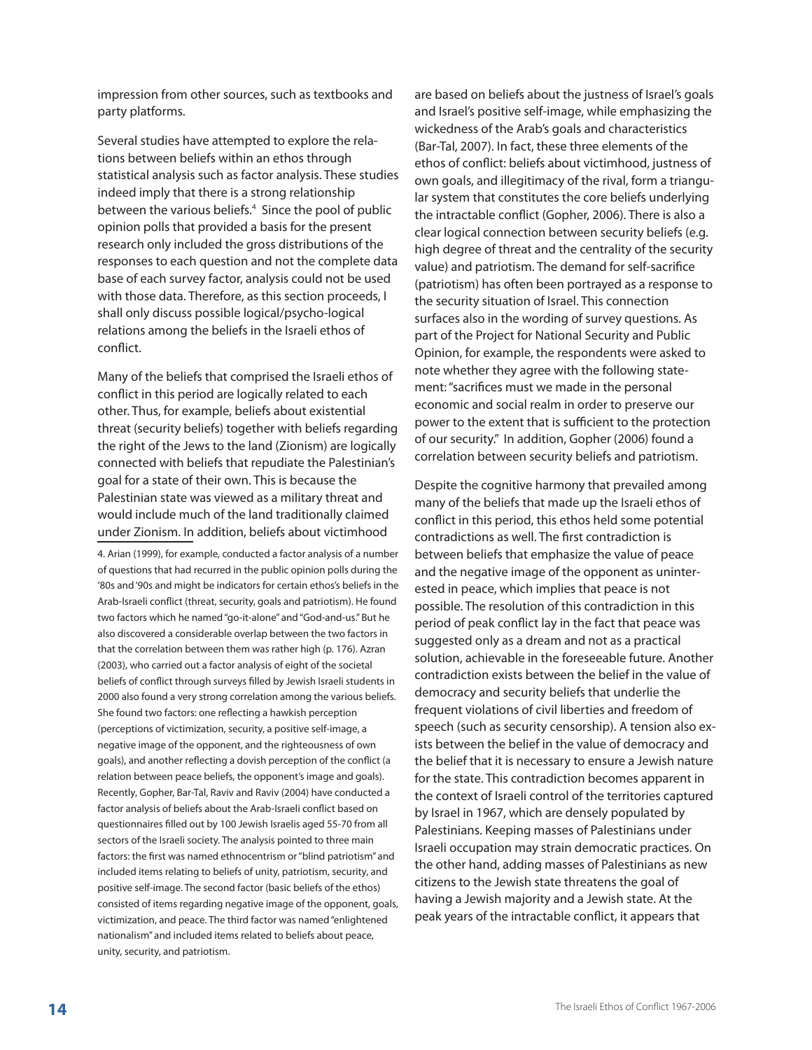impression from other sources, such as textbooks and party platforms.

Several studies have attempted to explore the relations between beliefs within an ethos through statistical analysis such as factor analysis. These studies indeed imply that there is a strong relationship between the various beliefs.[4] Since the pool of public opinion polls that provided a basis for the present research only included the gross distributions of the responses to each question and not the complete data base of each survey factor, analysis could not be used with those data. Therefore, as this section proceeds, I shall only discuss possible logical/psycho-logical relations among the beliefs in the Israeli ethos of conflict.

Many of the beliefs that comprised the Israeli ethos of conflict in this period are logically related to each other. Thus, for example, beliefs about existential threat (security beliefs) together with beliefs regarding the right of the Jews to the land (Zionism) are logically connected with beliefs that repudiate the Palestinian's goal for a state of their own. This is because the Palestinian state was viewed as a military threat and would include much of the land traditionally claimed under Zionism. In addition, beliefs about victimhood are based on beliefs about the justness of Israel's goals and Israel's positive self-image, while emphasizing the wickedness of the Arab's goals and characteristics (Bar-Tal, 2007). In fact, these three elements of the ethos of conflict: beliefs about victimhood, justness of own goals, and illegitimacy of the rival, form a triangular system that constitutes the core beliefs underlying the intractable conflict (Gopher, 2006). There is also a clear logical connection between security beliefs (e.g. high degree of threat and the centrality of the security value) and patriotism. The demand for self-sacrifice (patriotism) has often been portrayed as a response to the security situation of Israel. This connection surfaces also in the wording of survey questions. As part of the Project for National Security and Public Opinion, for example, the respondents were asked to note whether they agree with the following statement: "sacrifices must we made in the personal economic and social realm in order to preserve our power to the extent that is sufficient to the protection of our security." In addition, Gopher (2006) found a correlation between security beliefs and patriotism.

Despite the cognitive harmony that prevailed among many of the beliefs that made up the Israeli ethos of conflict in this period, this ethos held some potential contradictions as well. The first contradiction is between beliefs that emphasize the value of peace and the negative image of the opponent as uninterested in peace, which implies that peace is not possible. The resolution of this contradiction in this period of peak conflict lay in the fact that peace was suggested only as a dream and not as a practical solution, achievable in the foreseeable future. Another contradiction exists between the belief in the value of democracy and security beliefs that underlie the frequent violations of civil liberties and freedom of speech (such as security censorship). A tension also exists between the belief in the value of democracy and the belief that it is necessary to ensure a Jewish nature for the state. This contradiction becomes apparent in the context of Israeli control of the territories captured by Israel in 1967, which are densely populated by Palestinians. Keeping masses of Palestinians under Israeli occupation may strain democratic practices. On the other hand, adding masses of Palestinians as new citizens to the Jewish state threatens the goal of having a Jewish majority and a Jewish state. At the peak years of the intractable conflict, it appears that

---

4. Arian (1999), for example, conducted a factor analysis of a number of questions that had recurred in the public opinion polls during the '80s and '90s and might be indicators for certain ethos's beliefs in the Arab-Israeli conflict (threat, security, goals and patriotism). He found two factors which he named "go-it-alone" and "God-and-us." But he also discovered a considerable overlap between the two factors in that the correlation between them was rather high (p. 176). Azran (2003), who carried out a factor analysis of eight of the societal beliefs of conflict through surveys filled by Jewish Israeli students in 2000 also found a very strong correlation among the various beliefs. She found two factors: one reflecting a hawkish perception (perceptions of victimization, security, a positive self-image, a negative image of the opponent, and the righteousness of own goals), and another reflecting a dovish perception of the conflict (a relation between peace beliefs, the opponent's image and goals). Recently, Gopher, Bar-Tal, Raviv and Raviv (2004) have conducted a factor analysis of beliefs about the Arab-Israeli conflict based on questionnaires filled out by 100 Jewish Israelis aged 55-70 from all sectors of the Israeli society. The analysis pointed to three main factors: the first was named ethnocentrism or "blind patriotism" and included items relating to beliefs of unity, patriotism, security, and positive self-image. The second factor (basic beliefs of the ethos) consisted of items regarding negative image of the opponent, goals, victimization, and peace. The third factor was named "enlightened nationalism" and included items related to beliefs about peace, unity, security, and patriotism.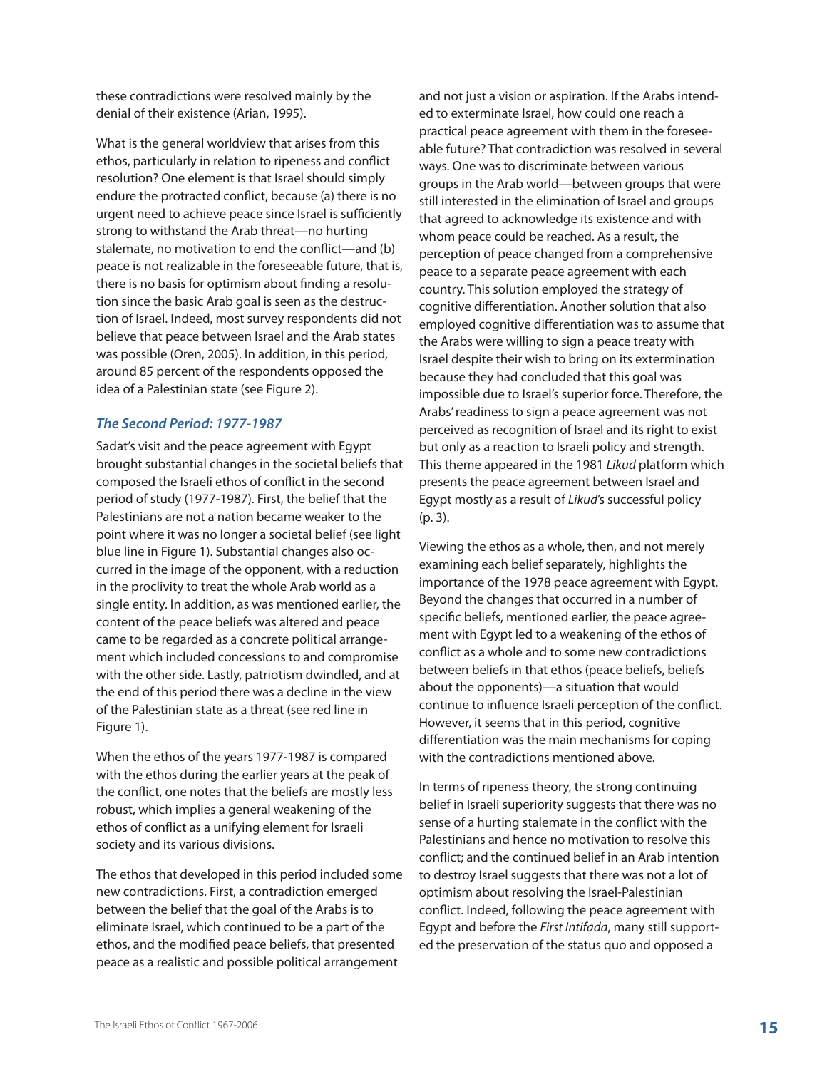these contradictions were resolved mainly by the denial of their existence (Arian, 1995).

What is the general worldview that arises from this ethos, particularly in relation to ripeness and conflict resolution? One element is that Israel should simply endure the protracted conflict, because (a) there is no urgent need to achieve peace since Israel is sufficiently strong to withstand the Arab threat—no hurting stalemate, no motivation to end the conflict—and (b) peace is not realizable in the foreseeable future, that is, there is no basis for optimism about finding a resolution since the basic Arab goal is seen as the destruction of Israel. Indeed, most survey respondents did not believe that peace between Israel and the Arab states was possible (Oren, 2005). In addition, in this period, around 85 percent of the respondents opposed the idea of a Palestinian state (see Figure 2).

### *The Second Period: 1977-1987*

Sadat's visit and the peace agreement with Egypt brought substantial changes in the societal beliefs that composed the Israeli ethos of conflict in the second period of study (1977-1987). First, the belief that the Palestinians are not a nation became weaker to the point where it was no longer a societal belief (see light blue line in Figure 1). Substantial changes also occurred in the image of the opponent, with a reduction in the proclivity to treat the whole Arab world as a single entity. In addition, as was mentioned earlier, the content of the peace beliefs was altered and peace came to be regarded as a concrete political arrangement which included concessions to and compromise with the other side. Lastly, patriotism dwindled, and at the end of this period there was a decline in the view of the Palestinian state as a threat (see red line in Figure 1).

When the ethos of the years 1977-1987 is compared with the ethos during the earlier years at the peak of the conflict, one notes that the beliefs are mostly less robust, which implies a general weakening of the ethos of conflict as a unifying element for Israeli society and its various divisions.

The ethos that developed in this period included some new contradictions. First, a contradiction emerged between the belief that the goal of the Arabs is to eliminate Israel, which continued to be a part of the ethos, and the modified peace beliefs, that presented peace as a realistic and possible political arrangement and not just a vision or aspiration. If the Arabs intended to exterminate Israel, how could one reach a practical peace agreement with them in the foreseeable future? That contradiction was resolved in several ways. One was to discriminate between various groups in the Arab world—between groups that were still interested in the elimination of Israel and groups that agreed to acknowledge its existence and with whom peace could be reached. As a result, the perception of peace changed from a comprehensive peace to a separate peace agreement with each country. This solution employed the strategy of cognitive differentiation. Another solution that also employed cognitive differentiation was to assume that the Arabs were willing to sign a peace treaty with Israel despite their wish to bring on its extermination because they had concluded that this goal was impossible due to Israel's superior force. Therefore, the Arabs' readiness to sign a peace agreement was not perceived as recognition of Israel and its right to exist but only as a reaction to Israeli policy and strength. This theme appeared in the 1981 *Likud* platform which presents the peace agreement between Israel and Egypt mostly as a result of *Likud*'s successful policy (p. 3).

Viewing the ethos as a whole, then, and not merely examining each belief separately, highlights the importance of the 1978 peace agreement with Egypt. Beyond the changes that occurred in a number of specific beliefs, mentioned earlier, the peace agreement with Egypt led to a weakening of the ethos of conflict as a whole and to some new contradictions between beliefs in that ethos (peace beliefs, beliefs about the opponents)—a situation that would continue to influence Israeli perception of the conflict. However, it seems that in this period, cognitive differentiation was the main mechanisms for coping with the contradictions mentioned above.

In terms of ripeness theory, the strong continuing belief in Israeli superiority suggests that there was no sense of a hurting stalemate in the conflict with the Palestinians and hence no motivation to resolve this conflict; and the continued belief in an Arab intention to destroy Israel suggests that there was not a lot of optimism about resolving the Israel-Palestinian conflict. Indeed, following the peace agreement with Egypt and before the *First Intifada*, many still supported the preservation of the status quo and opposed a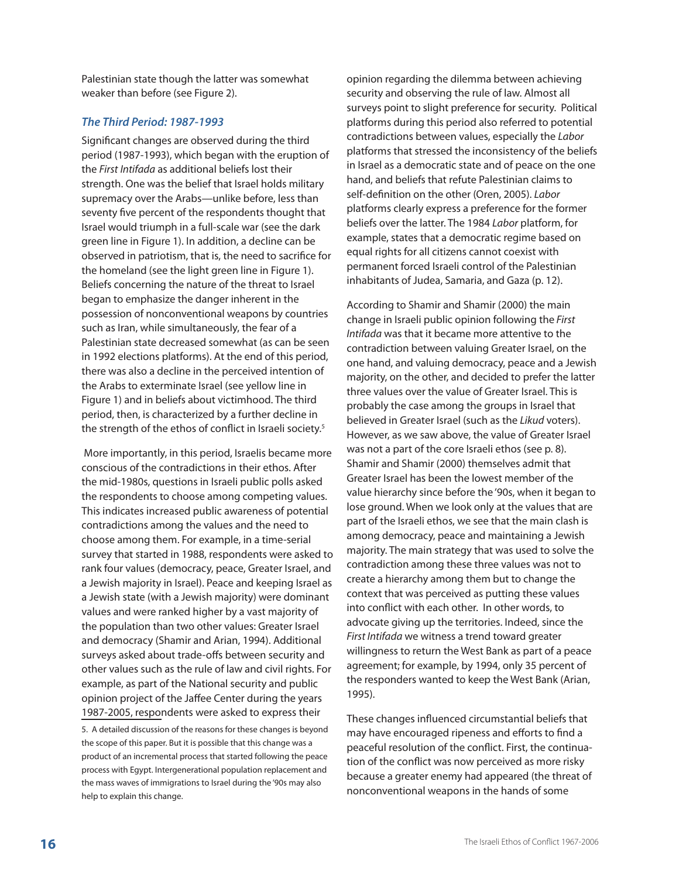Palestinian state though the latter was somewhat weaker than before (see Figure 2).

### *The Third Period: 1987-1993*

Significant changes are observed during the third period (1987-1993), which began with the eruption of the *First Intifada* as additional beliefs lost their strength. One was the belief that Israel holds military supremacy over the Arabs—unlike before, less than seventy five percent of the respondents thought that Israel would triumph in a full-scale war (see the dark green line in Figure 1). In addition, a decline can be observed in patriotism, that is, the need to sacrifice for the homeland (see the light green line in Figure 1). Beliefs concerning the nature of the threat to Israel began to emphasize the danger inherent in the possession of nonconventional weapons by countries such as Iran, while simultaneously, the fear of a Palestinian state decreased somewhat (as can be seen in 1992 elections platforms). At the end of this period, there was also a decline in the perceived intention of the Arabs to exterminate Israel (see yellow line in Figure 1) and in beliefs about victimhood. The third period, then, is characterized by a further decline in the strength of the ethos of conflict in Israeli society.[5]

More importantly, in this period, Israelis became more conscious of the contradictions in their ethos. After the mid-1980s, questions in Israeli public polls asked the respondents to choose among competing values. This indicates increased public awareness of potential contradictions among the values and the need to choose among them. For example, in a time-serial survey that started in 1988, respondents were asked to rank four values (democracy, peace, Greater Israel, and a Jewish majority in Israel). Peace and keeping Israel as a Jewish state (with a Jewish majority) were dominant values and were ranked higher by a vast majority of the population than two other values: Greater Israel and democracy (Shamir and Arian, 1994). Additional surveys asked about trade-offs between security and other values such as the rule of law and civil rights. For example, as part of the National security and public opinion project of the Jaffee Center during the years 1987-2005, respondents were asked to express their opinion regarding the dilemma between achieving security and observing the rule of law. Almost all surveys point to slight preference for security. Political platforms during this period also referred to potential contradictions between values, especially the *Labor* platforms that stressed the inconsistency of the beliefs in Israel as a democratic state and of peace on the one hand, and beliefs that refute Palestinian claims to self-definition on the other (Oren, 2005). *Labor* platforms clearly express a preference for the former beliefs over the latter. The 1984 *Labor* platform, for example, states that a democratic regime based on equal rights for all citizens cannot coexist with permanent forced Israeli control of the Palestinian inhabitants of Judea, Samaria, and Gaza (p. 12).

According to Shamir and Shamir (2000) the main change in Israeli public opinion following the *First Intifada* was that it became more attentive to the contradiction between valuing Greater Israel, on the one hand, and valuing democracy, peace and a Jewish majority, on the other, and decided to prefer the latter three values over the value of Greater Israel. This is probably the case among the groups in Israel that believed in Greater Israel (such as the *Likud* voters). However, as we saw above, the value of Greater Israel was not a part of the core Israeli ethos (see p. 8). Shamir and Shamir (2000) themselves admit that Greater Israel has been the lowest member of the value hierarchy since before the '90s, when it began to lose ground. When we look only at the values that are part of the Israeli ethos, we see that the main clash is among democracy, peace and maintaining a Jewish majority. The main strategy that was used to solve the contradiction among these three values was not to create a hierarchy among them but to change the context that was perceived as putting these values into conflict with each other. In other words, to advocate giving up the territories. Indeed, since the *First Intifada* we witness a trend toward greater willingness to return the West Bank as part of a peace agreement; for example, by 1994, only 35 percent of the responders wanted to keep the West Bank (Arian, 1995).

These changes influenced circumstantial beliefs that may have encouraged ripeness and efforts to find a peaceful resolution of the conflict. First, the continuation of the conflict was now perceived as more risky because a greater enemy had appeared (the threat of nonconventional weapons in the hands of some

5. A detailed discussion of the reasons for these changes is beyond the scope of this paper. But it is possible that this change was a product of an incremental process that started following the peace process with Egypt. Intergenerational population replacement and the mass waves of immigrations to Israel during the '90s may also help to explain this change.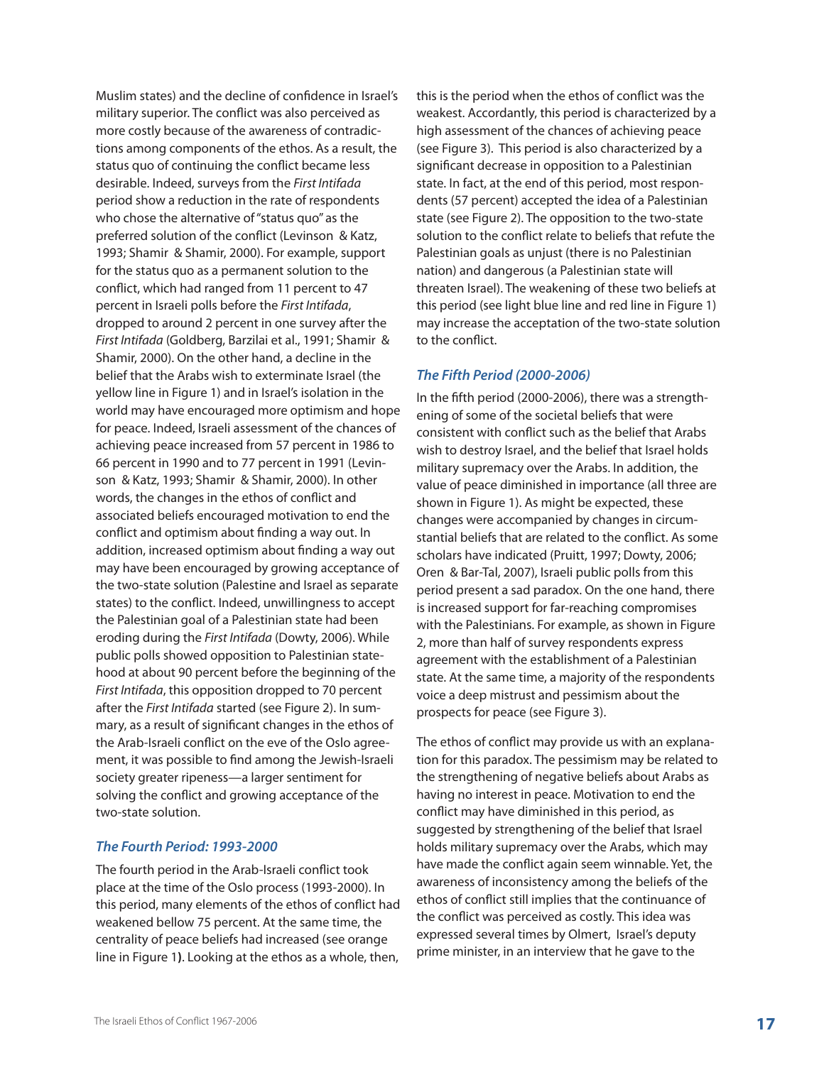Muslim states) and the decline of confidence in Israel's military superior. The conflict was also perceived as more costly because of the awareness of contradictions among components of the ethos. As a result, the status quo of continuing the conflict became less desirable. Indeed, surveys from the *First Intifada* period show a reduction in the rate of respondents who chose the alternative of "status quo" as the preferred solution of the conflict (Levinson & Katz, 1993; Shamir & Shamir, 2000). For example, support for the status quo as a permanent solution to the conflict, which had ranged from 11 percent to 47 percent in Israeli polls before the *First Intifada*, dropped to around 2 percent in one survey after the *First Intifada* (Goldberg, Barzilai et al., 1991; Shamir & Shamir, 2000). On the other hand, a decline in the belief that the Arabs wish to exterminate Israel (the yellow line in Figure 1) and in Israel's isolation in the world may have encouraged more optimism and hope for peace. Indeed, Israeli assessment of the chances of achieving peace increased from 57 percent in 1986 to 66 percent in 1990 and to 77 percent in 1991 (Levinson & Katz, 1993; Shamir & Shamir, 2000). In other words, the changes in the ethos of conflict and associated beliefs encouraged motivation to end the conflict and optimism about finding a way out. In addition, increased optimism about finding a way out may have been encouraged by growing acceptance of the two-state solution (Palestine and Israel as separate states) to the conflict. Indeed, unwillingness to accept the Palestinian goal of a Palestinian state had been eroding during the *First Intifada* (Dowty, 2006). While public polls showed opposition to Palestinian statehood at about 90 percent before the beginning of the *First Intifada*, this opposition dropped to 70 percent after the *First Intifada* started (see Figure 2). In summary, as a result of significant changes in the ethos of the Arab-Israeli conflict on the eve of the Oslo agreement, it was possible to find among the Jewish-Israeli society greater ripeness—a larger sentiment for solving the conflict and growing acceptance of the two-state solution.

### *The Fourth Period: 1993-2000*

The fourth period in the Arab-Israeli conflict took place at the time of the Oslo process (1993-2000). In this period, many elements of the ethos of conflict had weakened bellow 75 percent. At the same time, the centrality of peace beliefs had increased (see orange line in Figure 1**)**. Looking at the ethos as a whole, then, this is the period when the ethos of conflict was the weakest. Accordantly, this period is characterized by a high assessment of the chances of achieving peace (see Figure 3). This period is also characterized by a significant decrease in opposition to a Palestinian state. In fact, at the end of this period, most respondents (57 percent) accepted the idea of a Palestinian state (see Figure 2). The opposition to the two-state solution to the conflict relate to beliefs that refute the Palestinian goals as unjust (there is no Palestinian nation) and dangerous (a Palestinian state will threaten Israel). The weakening of these two beliefs at this period (see light blue line and red line in Figure 1) may increase the acceptation of the two-state solution to the conflict.

### *The Fifth Period (2000-2006)*

In the fifth period (2000-2006), there was a strengthening of some of the societal beliefs that were consistent with conflict such as the belief that Arabs wish to destroy Israel, and the belief that Israel holds military supremacy over the Arabs. In addition, the value of peace diminished in importance (all three are shown in Figure 1). As might be expected, these changes were accompanied by changes in circumstantial beliefs that are related to the conflict. As some scholars have indicated (Pruitt, 1997; Dowty, 2006; Oren & Bar-Tal, 2007), Israeli public polls from this period present a sad paradox. On the one hand, there is increased support for far-reaching compromises with the Palestinians. For example, as shown in Figure 2, more than half of survey respondents express agreement with the establishment of a Palestinian state. At the same time, a majority of the respondents voice a deep mistrust and pessimism about the prospects for peace (see Figure 3).

The ethos of conflict may provide us with an explanation for this paradox. The pessimism may be related to the strengthening of negative beliefs about Arabs as having no interest in peace. Motivation to end the conflict may have diminished in this period, as suggested by strengthening of the belief that Israel holds military supremacy over the Arabs, which may have made the conflict again seem winnable. Yet, the awareness of inconsistency among the beliefs of the ethos of conflict still implies that the continuance of the conflict was perceived as costly. This idea was expressed several times by Olmert, Israel's deputy prime minister, in an interview that he gave to the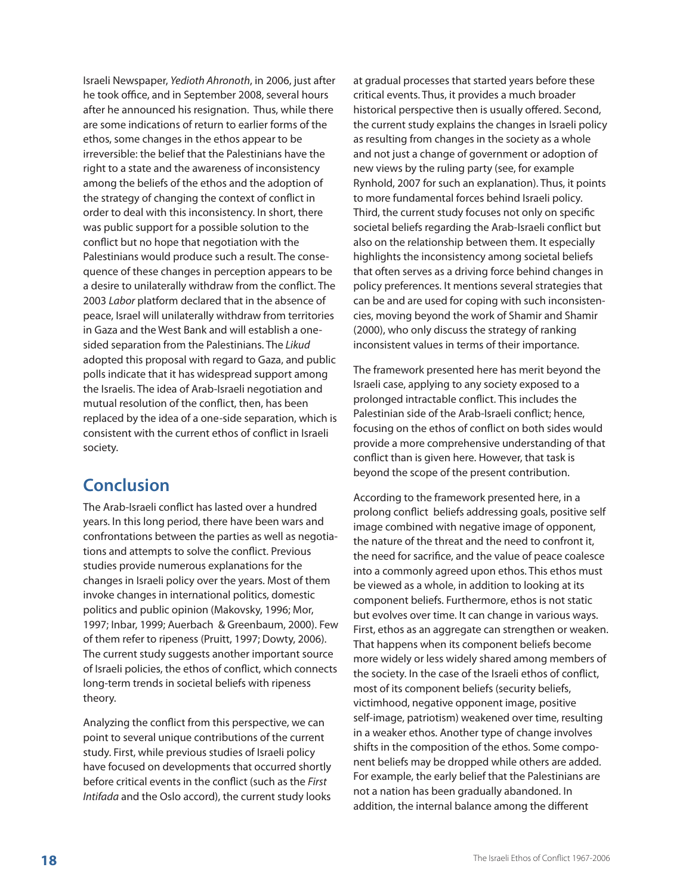Israeli Newspaper, *Yedioth Ahronoth*, in 2006, just after he took office, and in September 2008, several hours after he announced his resignation. Thus, while there are some indications of return to earlier forms of the ethos, some changes in the ethos appear to be irreversible: the belief that the Palestinians have the right to a state and the awareness of inconsistency among the beliefs of the ethos and the adoption of the strategy of changing the context of conflict in order to deal with this inconsistency. In short, there was public support for a possible solution to the conflict but no hope that negotiation with the Palestinians would produce such a result. The consequence of these changes in perception appears to be a desire to unilaterally withdraw from the conflict. The 2003 *Labor* platform declared that in the absence of peace, Israel will unilaterally withdraw from territories in Gaza and the West Bank and will establish a one-sided separation from the Palestinians. The *Likud* adopted this proposal with regard to Gaza, and public polls indicate that it has widespread support among the Israelis. The idea of Arab-Israeli negotiation and mutual resolution of the conflict, then, has been replaced by the idea of a one-side separation, which is consistent with the current ethos of conflict in Israeli society.

## Conclusion

The Arab-Israeli conflict has lasted over a hundred years. In this long period, there have been wars and confrontations between the parties as well as negotiations and attempts to solve the conflict. Previous studies provide numerous explanations for the changes in Israeli policy over the years. Most of them invoke changes in international politics, domestic politics and public opinion (Makovsky, 1996; Mor, 1997; Inbar, 1999; Auerbach & Greenbaum, 2000). Few of them refer to ripeness (Pruitt, 1997; Dowty, 2006). The current study suggests another important source of Israeli policies, the ethos of conflict, which connects long-term trends in societal beliefs with ripeness theory.

Analyzing the conflict from this perspective, we can point to several unique contributions of the current study. First, while previous studies of Israeli policy have focused on developments that occurred shortly before critical events in the conflict (such as the *First Intifada* and the Oslo accord), the current study looks at gradual processes that started years before these critical events. Thus, it provides a much broader historical perspective then is usually offered. Second, the current study explains the changes in Israeli policy as resulting from changes in the society as a whole and not just a change of government or adoption of new views by the ruling party (see, for example Rynhold, 2007 for such an explanation). Thus, it points to more fundamental forces behind Israeli policy. Third, the current study focuses not only on specific societal beliefs regarding the Arab-Israeli conflict but also on the relationship between them. It especially highlights the inconsistency among societal beliefs that often serves as a driving force behind changes in policy preferences. It mentions several strategies that can be and are used for coping with such inconsistencies, moving beyond the work of Shamir and Shamir (2000), who only discuss the strategy of ranking inconsistent values in terms of their importance.

The framework presented here has merit beyond the Israeli case, applying to any society exposed to a prolonged intractable conflict. This includes the Palestinian side of the Arab-Israeli conflict; hence, focusing on the ethos of conflict on both sides would provide a more comprehensive understanding of that conflict than is given here. However, that task is beyond the scope of the present contribution.

According to the framework presented here, in a prolong conflict beliefs addressing goals, positive self image combined with negative image of opponent, the nature of the threat and the need to confront it, the need for sacrifice, and the value of peace coalesce into a commonly agreed upon ethos. This ethos must be viewed as a whole, in addition to looking at its component beliefs. Furthermore, ethos is not static but evolves over time. It can change in various ways. First, ethos as an aggregate can strengthen or weaken. That happens when its component beliefs become more widely or less widely shared among members of the society. In the case of the Israeli ethos of conflict, most of its component beliefs (security beliefs, victimhood, negative opponent image, positive self-image, patriotism) weakened over time, resulting in a weaker ethos. Another type of change involves shifts in the composition of the ethos. Some component beliefs may be dropped while others are added. For example, the early belief that the Palestinians are not a nation has been gradually abandoned. In addition, the internal balance among the different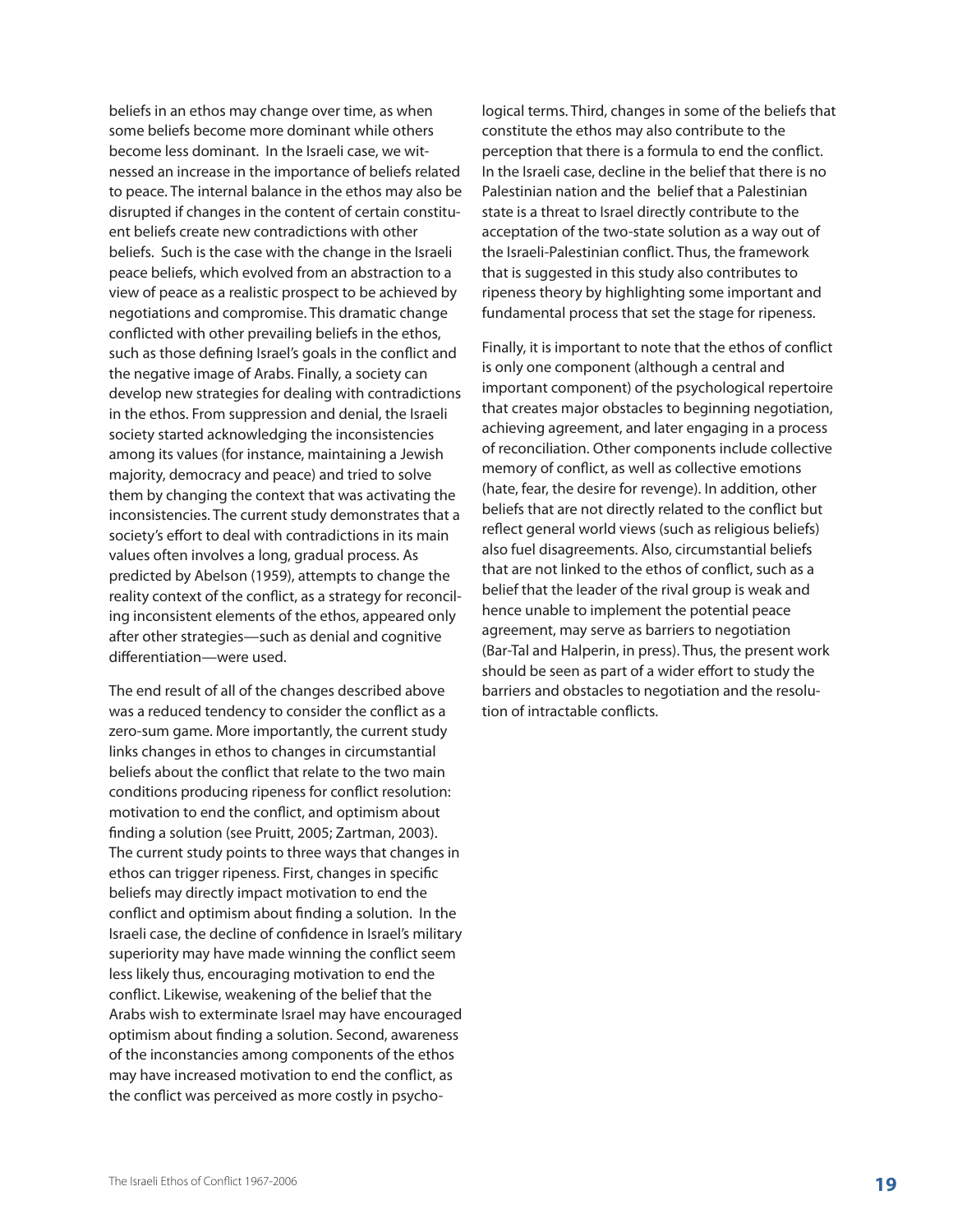beliefs in an ethos may change over time, as when some beliefs become more dominant while others become less dominant. In the Israeli case, we witnessed an increase in the importance of beliefs related to peace. The internal balance in the ethos may also be disrupted if changes in the content of certain constituent beliefs create new contradictions with other beliefs. Such is the case with the change in the Israeli peace beliefs, which evolved from an abstraction to a view of peace as a realistic prospect to be achieved by negotiations and compromise. This dramatic change conflicted with other prevailing beliefs in the ethos, such as those defining Israel's goals in the conflict and the negative image of Arabs. Finally, a society can develop new strategies for dealing with contradictions in the ethos. From suppression and denial, the Israeli society started acknowledging the inconsistencies among its values (for instance, maintaining a Jewish majority, democracy and peace) and tried to solve them by changing the context that was activating the inconsistencies. The current study demonstrates that a society's effort to deal with contradictions in its main values often involves a long, gradual process. As predicted by Abelson (1959), attempts to change the reality context of the conflict, as a strategy for reconciling inconsistent elements of the ethos, appeared only after other strategies—such as denial and cognitive differentiation—were used.

The end result of all of the changes described above was a reduced tendency to consider the conflict as a zero-sum game. More importantly, the current study links changes in ethos to changes in circumstantial beliefs about the conflict that relate to the two main conditions producing ripeness for conflict resolution: motivation to end the conflict, and optimism about finding a solution (see Pruitt, 2005; Zartman, 2003). The current study points to three ways that changes in ethos can trigger ripeness. First, changes in specific beliefs may directly impact motivation to end the conflict and optimism about finding a solution. In the Israeli case, the decline of confidence in Israel's military superiority may have made winning the conflict seem less likely thus, encouraging motivation to end the conflict. Likewise, weakening of the belief that the Arabs wish to exterminate Israel may have encouraged optimism about finding a solution. Second, awareness of the inconstancies among components of the ethos may have increased motivation to end the conflict, as the conflict was perceived as more costly in psychological terms. Third, changes in some of the beliefs that constitute the ethos may also contribute to the perception that there is a formula to end the conflict. In the Israeli case, decline in the belief that there is no Palestinian nation and the belief that a Palestinian state is a threat to Israel directly contribute to the acceptation of the two-state solution as a way out of the Israeli-Palestinian conflict. Thus, the framework that is suggested in this study also contributes to ripeness theory by highlighting some important and fundamental process that set the stage for ripeness.

Finally, it is important to note that the ethos of conflict is only one component (although a central and important component) of the psychological repertoire that creates major obstacles to beginning negotiation, achieving agreement, and later engaging in a process of reconciliation. Other components include collective memory of conflict, as well as collective emotions (hate, fear, the desire for revenge). In addition, other beliefs that are not directly related to the conflict but reflect general world views (such as religious beliefs) also fuel disagreements. Also, circumstantial beliefs that are not linked to the ethos of conflict, such as a belief that the leader of the rival group is weak and hence unable to implement the potential peace agreement, may serve as barriers to negotiation (Bar-Tal and Halperin, in press). Thus, the present work should be seen as part of a wider effort to study the barriers and obstacles to negotiation and the resolution of intractable conflicts.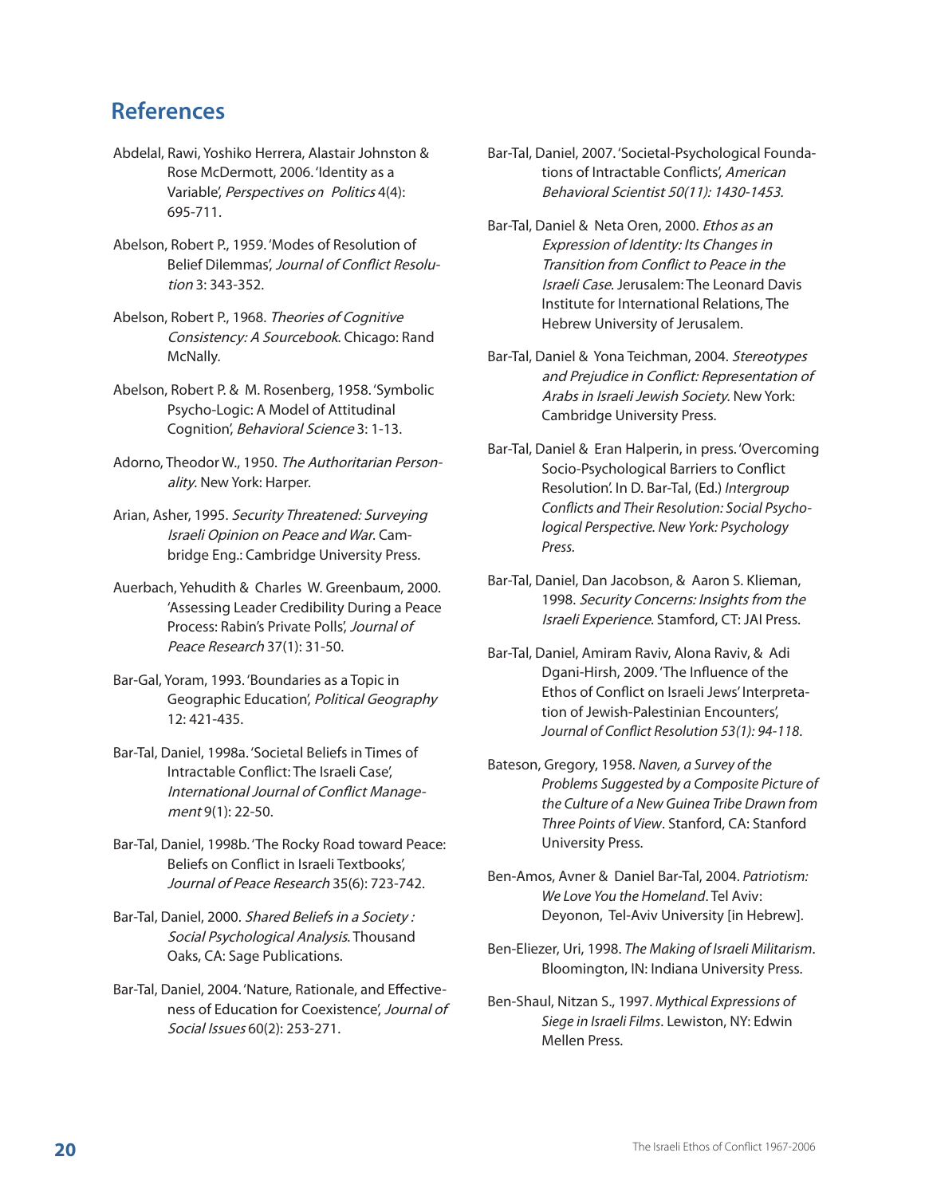## References

Abdelal, Rawi, Yoshiko Herrera, Alastair Johnston & Rose McDermott, 2006. 'Identity as a Variable', *Perspectives on Politics* 4(4): 695-711.

Abelson, Robert P., 1959. 'Modes of Resolution of Belief Dilemmas', *Journal of Conflict Resolution* 3: 343-352.

Abelson, Robert P., 1968. *Theories of Cognitive Consistency: A Sourcebook*. Chicago: Rand McNally.

Abelson, Robert P. & M. Rosenberg, 1958. 'Symbolic Psycho-Logic: A Model of Attitudinal Cognition', *Behavioral Science* 3: 1-13.

Adorno, Theodor W., 1950. *The Authoritarian Personality*. New York: Harper.

Arian, Asher, 1995. *Security Threatened: Surveying Israeli Opinion on Peace and War*. Cambridge Eng.: Cambridge University Press.

Auerbach, Yehudith & Charles W. Greenbaum, 2000. 'Assessing Leader Credibility During a Peace Process: Rabin's Private Polls', *Journal of Peace Research* 37(1): 31-50.

Bar-Gal, Yoram, 1993. 'Boundaries as a Topic in Geographic Education', *Political Geography* 12: 421-435.

Bar-Tal, Daniel, 1998a. 'Societal Beliefs in Times of Intractable Conflict: The Israeli Case', *International Journal of Conflict Management* 9(1): 22-50.

Bar-Tal, Daniel, 1998b. 'The Rocky Road toward Peace: Beliefs on Conflict in Israeli Textbooks', *Journal of Peace Research* 35(6): 723-742.

Bar-Tal, Daniel, 2000. *Shared Beliefs in a Society : Social Psychological Analysis*. Thousand Oaks, CA: Sage Publications.

Bar-Tal, Daniel, 2004. 'Nature, Rationale, and Effectiveness of Education for Coexistence', *Journal of Social Issues* 60(2): 253-271.

Bar-Tal, Daniel, 2007. 'Societal-Psychological Foundations of Intractable Conflicts', *American Behavioral Scientist 50(11): 1430-1453.*

Bar-Tal, Daniel & Neta Oren, 2000. *Ethos as an Expression of Identity: Its Changes in Transition from Conflict to Peace in the Israeli Case*. Jerusalem: The Leonard Davis Institute for International Relations, The Hebrew University of Jerusalem.

Bar-Tal, Daniel & Yona Teichman, 2004. *Stereotypes and Prejudice in Conflict: Representation of Arabs in Israeli Jewish Society*. New York: Cambridge University Press.

Bar-Tal, Daniel & Eran Halperin, in press. 'Overcoming Socio-Psychological Barriers to Conflict Resolution'. In D. Bar-Tal, (Ed.) *Intergroup Conflicts and Their Resolution: Social Psychological Perspective. New York: Psychology Press.*

Bar-Tal, Daniel, Dan Jacobson, & Aaron S. Klieman, 1998. *Security Concerns: Insights from the Israeli Experience*. Stamford, CT: JAI Press.

Bar-Tal, Daniel, Amiram Raviv, Alona Raviv, & Adi Dgani-Hirsh, 2009. 'The Influence of the Ethos of Conflict on Israeli Jews' Interpretation of Jewish-Palestinian Encounters', *Journal of Conflict Resolution 53(1): 94-118*.

Bateson, Gregory, 1958. *Naven, a Survey of the Problems Suggested by a Composite Picture of the Culture of a New Guinea Tribe Drawn from Three Points of View*. Stanford, CA: Stanford University Press.

Ben-Amos, Avner & Daniel Bar-Tal, 2004. *Patriotism: We Love You the Homeland*. Tel Aviv: Deyonon, Tel-Aviv University [in Hebrew].

Ben-Eliezer, Uri, 1998. *The Making of Israeli Militarism*. Bloomington, IN: Indiana University Press.

Ben-Shaul, Nitzan S., 1997. *Mythical Expressions of Siege in Israeli Films*. Lewiston, NY: Edwin Mellen Press.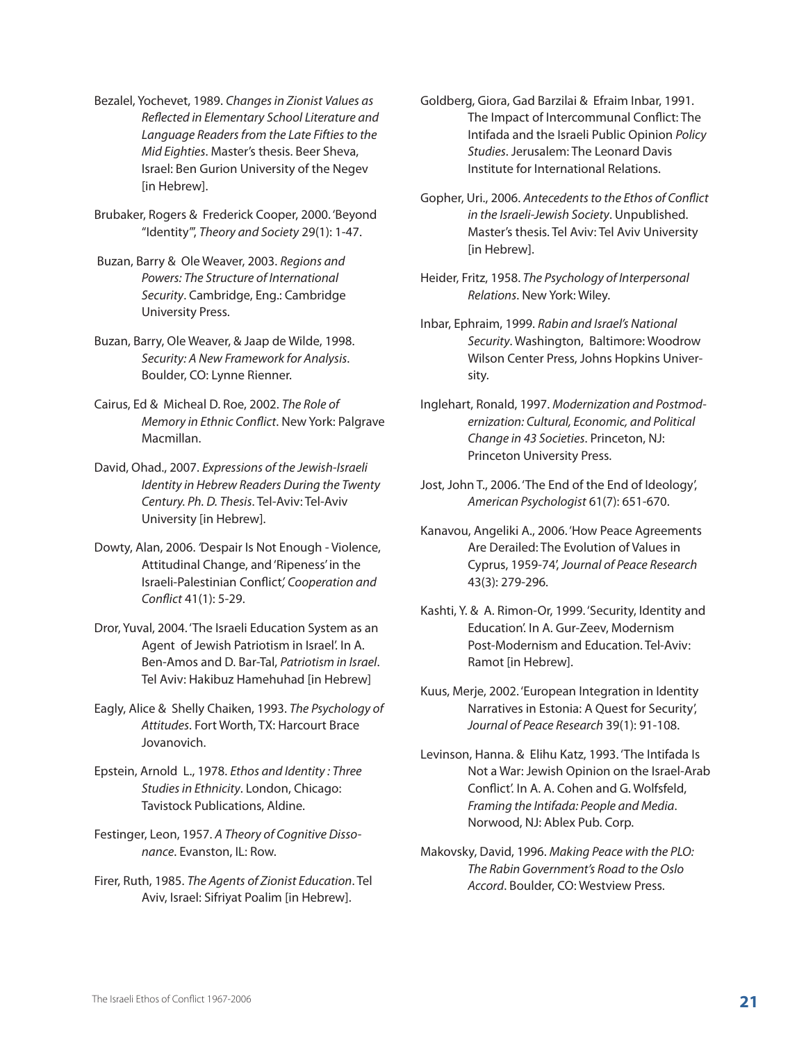Bezalel, Yochevet, 1989. *Changes in Zionist Values as Reflected in Elementary School Literature and Language Readers from the Late Fifties to the Mid Eighties*. Master's thesis. Beer Sheva, Israel: Ben Gurion University of the Negev [in Hebrew].

Brubaker, Rogers & Frederick Cooper, 2000. 'Beyond "Identity"', *Theory and Society* 29(1): 1-47.

Buzan, Barry & Ole Weaver, 2003. *Regions and Powers: The Structure of International Security*. Cambridge, Eng.: Cambridge University Press.

Buzan, Barry, Ole Weaver, & Jaap de Wilde, 1998. *Security: A New Framework for Analysis*. Boulder, CO: Lynne Rienner.

Cairus, Ed & Micheal D. Roe, 2002. *The Role of Memory in Ethnic Conflict*. New York: Palgrave Macmillan.

David, Ohad., 2007. *Expressions of the Jewish-Israeli Identity in Hebrew Readers During the Twenty Century. Ph. D. Thesis*. Tel-Aviv: Tel-Aviv University [in Hebrew].

Dowty, Alan, 2006. 'Despair Is Not Enough - Violence, Attitudinal Change, and 'Ripeness' in the Israeli-Palestinian Conflict', *Cooperation and Conflict* 41(1): 5-29.

Dror, Yuval, 2004. 'The Israeli Education System as an Agent of Jewish Patriotism in Israel'. In A. Ben-Amos and D. Bar-Tal, *Patriotism in Israel*. Tel Aviv: Hakibuz Hamehuhad [in Hebrew]

Eagly, Alice & Shelly Chaiken, 1993. *The Psychology of Attitudes*. Fort Worth, TX: Harcourt Brace Jovanovich.

Epstein, Arnold L., 1978. *Ethos and Identity : Three Studies in Ethnicity*. London, Chicago: Tavistock Publications, Aldine.

Festinger, Leon, 1957. *A Theory of Cognitive Dissonance*. Evanston, IL: Row.

Firer, Ruth, 1985. *The Agents of Zionist Education*. Tel Aviv, Israel: Sifriyat Poalim [in Hebrew].

Goldberg, Giora, Gad Barzilai & Efraim Inbar, 1991. The Impact of Intercommunal Conflict: The Intifada and the Israeli Public Opinion *Policy Studies*. Jerusalem: The Leonard Davis Institute for International Relations.

Gopher, Uri., 2006. *Antecedents to the Ethos of Conflict in the Israeli-Jewish Society*. Unpublished. Master's thesis. Tel Aviv: Tel Aviv University [in Hebrew].

Heider, Fritz, 1958. *The Psychology of Interpersonal Relations*. New York: Wiley.

Inbar, Ephraim, 1999. *Rabin and Israel's National Security*. Washington, Baltimore: Woodrow Wilson Center Press, Johns Hopkins University.

Inglehart, Ronald, 1997. *Modernization and Postmodernization: Cultural, Economic, and Political Change in 43 Societies*. Princeton, NJ: Princeton University Press.

Jost, John T., 2006. 'The End of the End of Ideology', *American Psychologist* 61(7): 651-670.

Kanavou, Angeliki A., 2006. 'How Peace Agreements Are Derailed: The Evolution of Values in Cyprus, 1959-74', *Journal of Peace Research* 43(3): 279-296.

Kashti, Y. & A. Rimon-Or, 1999. 'Security, Identity and Education'. In A. Gur-Zeev, Modernism Post-Modernism and Education. Tel-Aviv: Ramot [in Hebrew].

Kuus, Merje, 2002. 'European Integration in Identity Narratives in Estonia: A Quest for Security', *Journal of Peace Research* 39(1): 91-108.

Levinson, Hanna. & Elihu Katz, 1993. 'The Intifada Is Not a War: Jewish Opinion on the Israel-Arab Conflict'. In A. A. Cohen and G. Wolfsfeld, *Framing the Intifada: People and Media*. Norwood, NJ: Ablex Pub. Corp.

Makovsky, David, 1996. *Making Peace with the PLO: The Rabin Government's Road to the Oslo Accord*. Boulder, CO: Westview Press.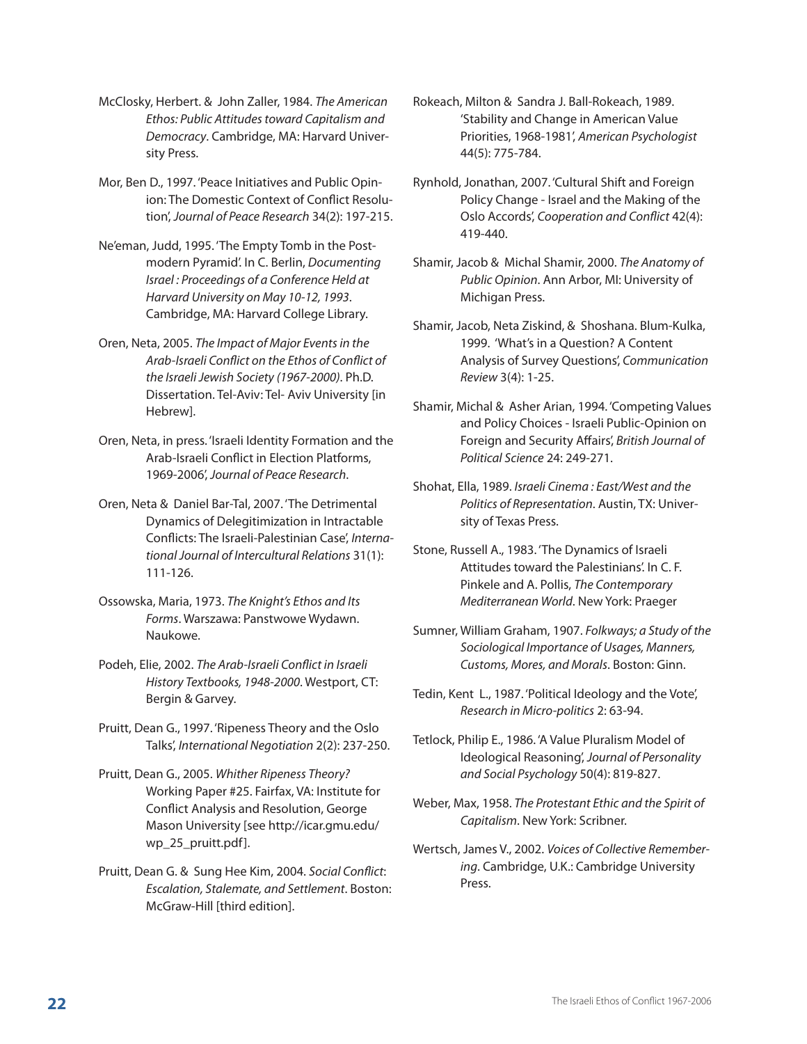McClosky, Herbert. & John Zaller, 1984. *The American Ethos: Public Attitudes toward Capitalism and Democracy*. Cambridge, MA: Harvard University Press.

Mor, Ben D., 1997. 'Peace Initiatives and Public Opinion: The Domestic Context of Conflict Resolution', *Journal of Peace Research* 34(2): 197-215.

Ne'eman, Judd, 1995. 'The Empty Tomb in the Postmodern Pyramid'. In C. Berlin, *Documenting Israel : Proceedings of a Conference Held at Harvard University on May 10-12, 1993*. Cambridge, MA: Harvard College Library.

Oren, Neta, 2005. *The Impact of Major Events in the Arab-Israeli Conflict on the Ethos of Conflict of the Israeli Jewish Society (1967-2000)*. Ph.D. Dissertation. Tel-Aviv: Tel- Aviv University [in Hebrew].

Oren, Neta, in press. 'Israeli Identity Formation and the Arab-Israeli Conflict in Election Platforms, 1969-2006', *Journal of Peace Research*.

Oren, Neta & Daniel Bar-Tal, 2007. 'The Detrimental Dynamics of Delegitimization in Intractable Conflicts: The Israeli-Palestinian Case', *International Journal of Intercultural Relations* 31(1): 111-126.

Ossowska, Maria, 1973. *The Knight's Ethos and Its Forms*. Warszawa: Panstwowe Wydawn. Naukowe.

Podeh, Elie, 2002. *The Arab-Israeli Conflict in Israeli History Textbooks, 1948-2000*. Westport, CT: Bergin & Garvey.

Pruitt, Dean G., 1997. 'Ripeness Theory and the Oslo Talks', *International Negotiation* 2(2): 237-250.

Pruitt, Dean G., 2005. *Whither Ripeness Theory?* Working Paper #25. Fairfax, VA: Institute for Conflict Analysis and Resolution, George Mason University [see http://icar.gmu.edu/wp_25_pruitt.pdf].

Pruitt, Dean G. & Sung Hee Kim, 2004. *Social Conflict: Escalation, Stalemate, and Settlement*. Boston: McGraw-Hill [third edition].

Rokeach, Milton & Sandra J. Ball-Rokeach, 1989. 'Stability and Change in American Value Priorities, 1968-1981', *American Psychologist* 44(5): 775-784.

Rynhold, Jonathan, 2007. 'Cultural Shift and Foreign Policy Change - Israel and the Making of the Oslo Accords', *Cooperation and Conflict* 42(4): 419-440.

Shamir, Jacob & Michal Shamir, 2000. *The Anatomy of Public Opinion*. Ann Arbor, MI: University of Michigan Press.

Shamir, Jacob, Neta Ziskind, & Shoshana. Blum-Kulka, 1999. 'What's in a Question? A Content Analysis of Survey Questions', *Communication Review* 3(4): 1-25.

Shamir, Michal & Asher Arian, 1994. 'Competing Values and Policy Choices - Israeli Public-Opinion on Foreign and Security Affairs', *British Journal of Political Science* 24: 249-271.

Shohat, Ella, 1989. *Israeli Cinema : East/West and the Politics of Representation*. Austin, TX: University of Texas Press.

Stone, Russell A., 1983. 'The Dynamics of Israeli Attitudes toward the Palestinians'. In C. F. Pinkele and A. Pollis, *The Contemporary Mediterranean World*. New York: Praeger

Sumner, William Graham, 1907. *Folkways; a Study of the Sociological Importance of Usages, Manners, Customs, Mores, and Morals*. Boston: Ginn.

Tedin, Kent L., 1987. 'Political Ideology and the Vote', *Research in Micro-politics* 2: 63-94.

Tetlock, Philip E., 1986. 'A Value Pluralism Model of Ideological Reasoning', *Journal of Personality and Social Psychology* 50(4): 819-827.

Weber, Max, 1958. *The Protestant Ethic and the Spirit of Capitalism*. New York: Scribner.

Wertsch, James V., 2002. *Voices of Collective Remembering*. Cambridge, U.K.: Cambridge University Press.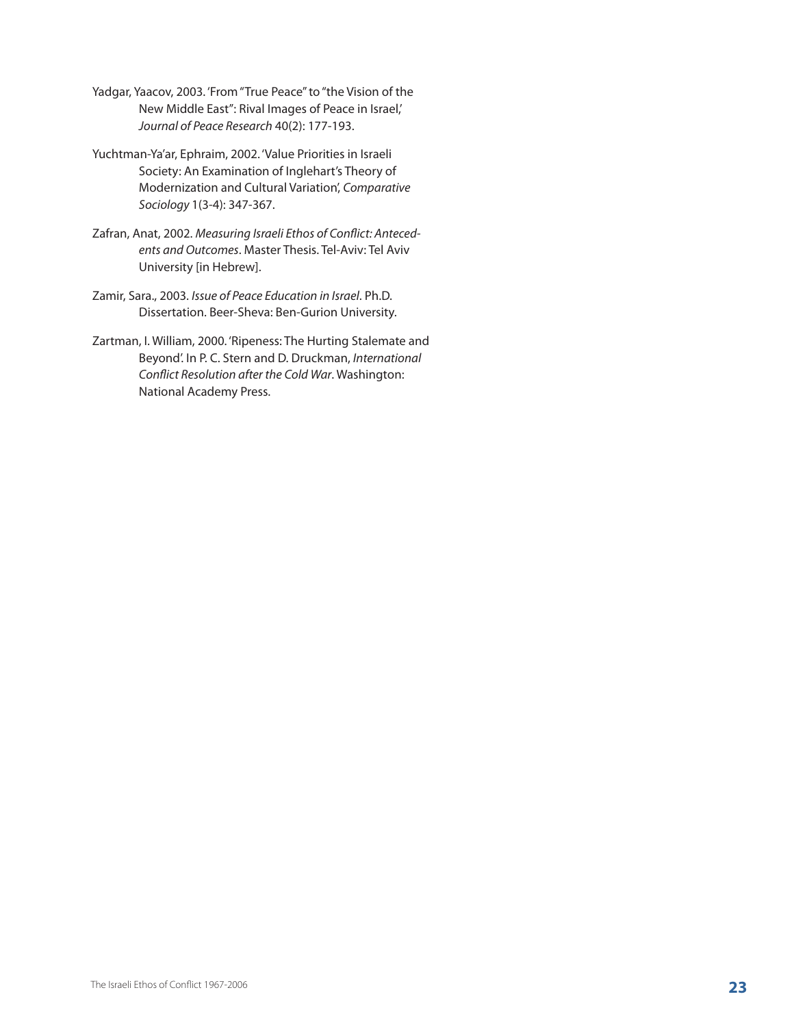Yadgar, Yaacov, 2003. 'From "True Peace" to "the Vision of the New Middle East": Rival Images of Peace in Israel,' *Journal of Peace Research* 40(2): 177-193.

Yuchtman-Ya'ar, Ephraim, 2002. 'Value Priorities in Israeli Society: An Examination of Inglehart's Theory of Modernization and Cultural Variation', *Comparative Sociology* 1(3-4): 347-367.

Zafran, Anat, 2002. *Measuring Israeli Ethos of Conflict: Antecedents and Outcomes*. Master Thesis. Tel-Aviv: Tel Aviv University [in Hebrew].

Zamir, Sara., 2003. *Issue of Peace Education in Israel*. Ph.D. Dissertation. Beer-Sheva: Ben-Gurion University.

Zartman, I. William, 2000. 'Ripeness: The Hurting Stalemate and Beyond'. In P. C. Stern and D. Druckman, *International Conflict Resolution after the Cold War*. Washington: National Academy Press.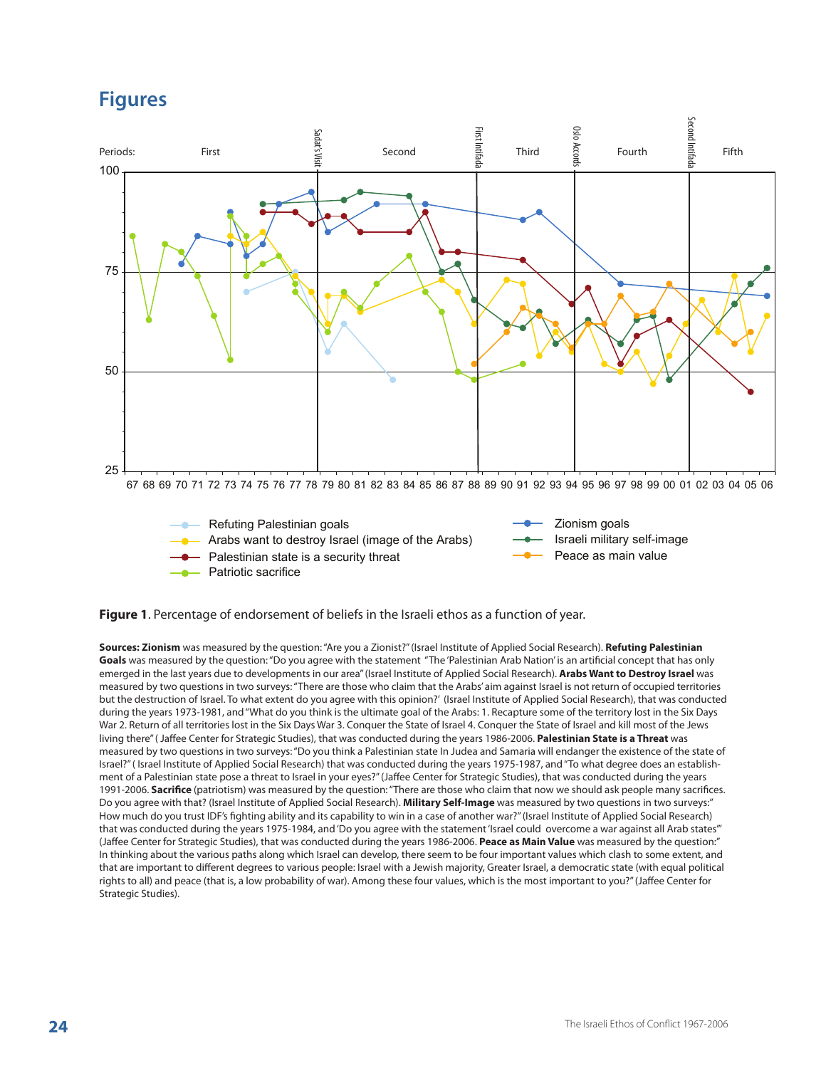# Figures

Figure 1. Percentage of endorsement of beliefs in the Israeli ethos as a function of year.

**Sources: Zionism** was measured by the question: "Are you a Zionist?" (Israel Institute of Applied Social Research). **Refuting Palestinian Goals** was measured by the question: "Do you agree with the statement "The 'Palestinian Arab Nation' is an artificial concept that has only emerged in the last years due to developments in our area" (Israel Institute of Applied Social Research). **Arabs Want to Destroy Israel** was measured by two questions in two surveys: "There are those who claim that the Arabs' aim against Israel is not return of occupied territories but the destruction of Israel. To what extent do you agree with this opinion?' (Israel Institute of Applied Social Research), that was conducted during the years 1973-1981, and "What do you think is the ultimate goal of the Arabs: 1. Recapture some of the territory lost in the Six Days War 2. Return of all territories lost in the Six Days War 3. Conquer the State of Israel 4. Conquer the State of Israel and kill most of the Jews living there" ( Jaffee Center for Strategic Studies), that was conducted during the years 1986-2006. **Palestinian State is a Threat** was measured by two questions in two surveys: "Do you think a Palestinian state In Judea and Samaria will endanger the existence of the state of Israel?" ( Israel Institute of Applied Social Research) that was conducted during the years 1975-1987, and "To what degree does an establishment of a Palestinian state pose a threat to Israel in your eyes?" (Jaffee Center for Strategic Studies), that was conducted during the years 1991-2006. **Sacrifice** (patriotism) was measured by the question: "There are those who claim that now we should ask people many sacrifices. Do you agree with that? (Israel Institute of Applied Social Research). **Military Self-Image** was measured by two questions in two surveys:" How much do you trust IDF's fighting ability and its capability to win in a case of another war?" (Israel Institute of Applied Social Research) that was conducted during the years 1975-1984, and 'Do you agree with the statement 'Israel could overcome a war against all Arab states'" (Jaffee Center for Strategic Studies), that was conducted during the years 1986-2006. **Peace as Main Value** was measured by the question:" In thinking about the various paths along which Israel can develop, there seem to be four important values which clash to some extent, and that are important to different degrees to various people: Israel with a Jewish majority, Greater Israel, a democratic state (with equal political rights to all) and peace (that is, a low probability of war). Among these four values, which is the most important to you?" (Jaffee Center for Strategic Studies).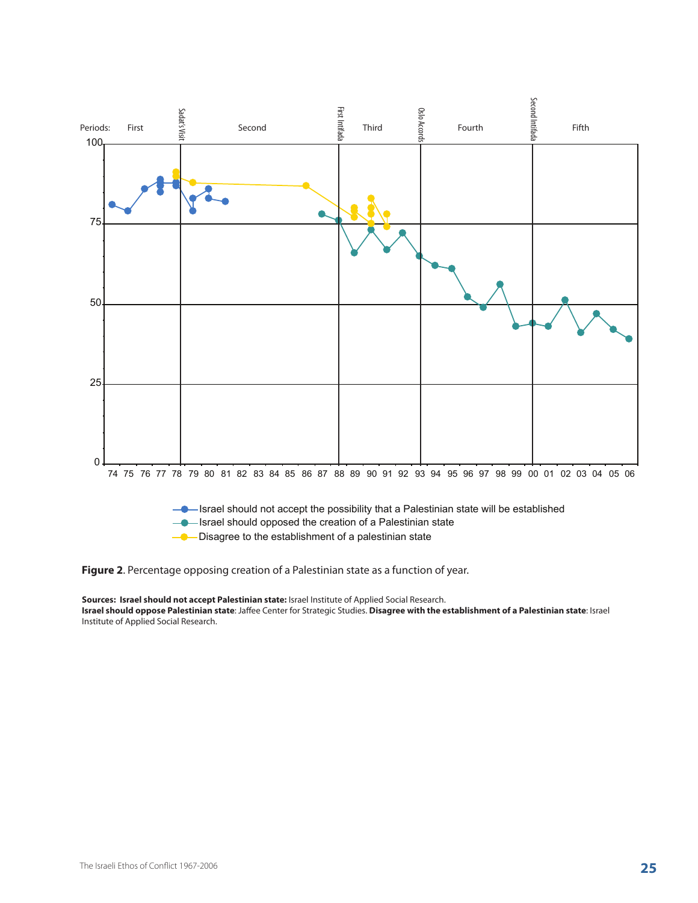**Figure 2**. Percentage opposing creation of a Palestinian state as a function of year.

**Sources: Israel should not accept Palestinian state:** Israel Institute of Applied Social Research.
**Israel should oppose Palestinian state**: Jaffee Center for Strategic Studies. **Disagree with the establishment of a Palestinian state**: Israel Institute of Applied Social Research.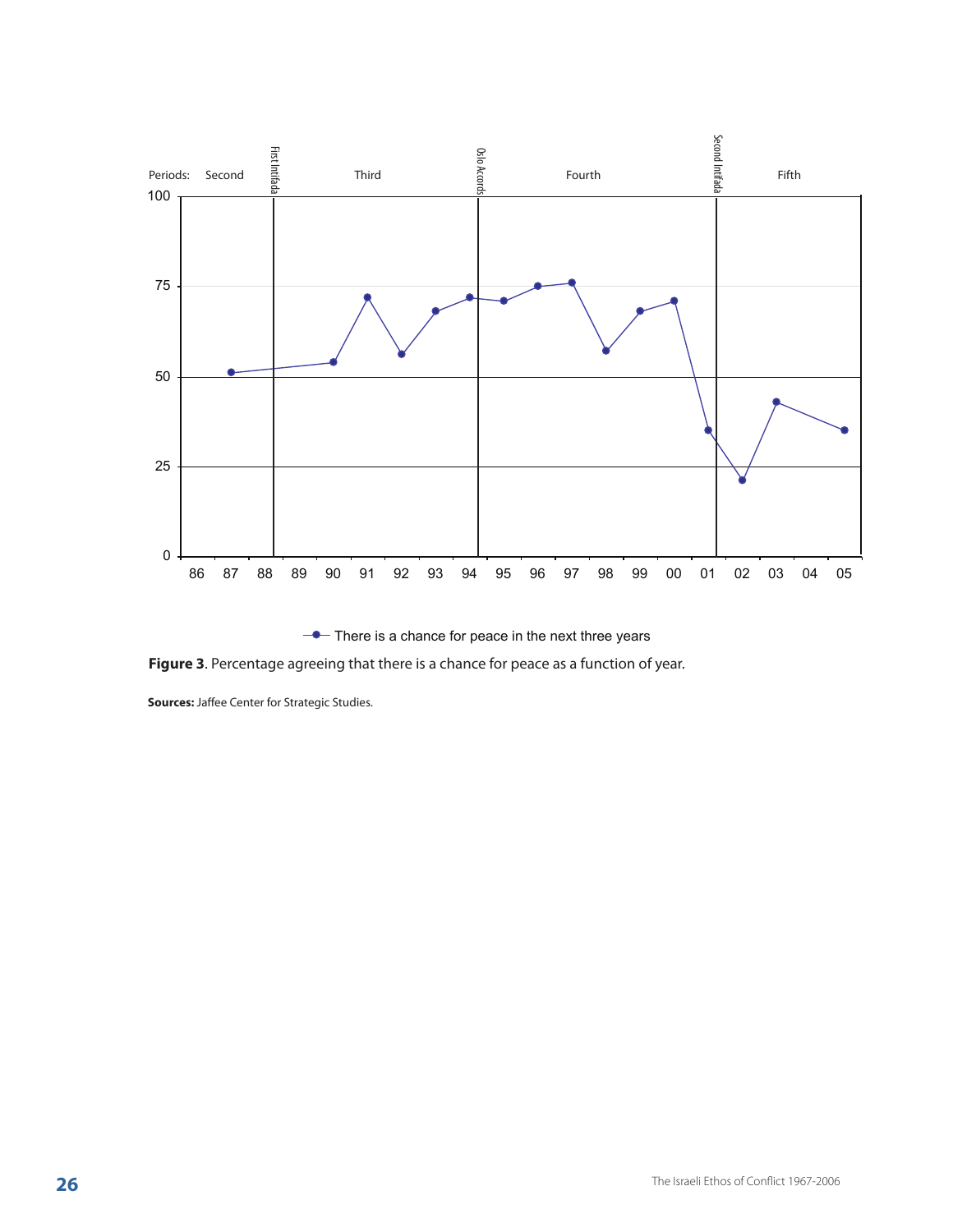Periods: Second | First Intifada | Third | Oslo Accords | Fourth | Second Intifada | Fifth

—●— There is a chance for peace in the next three years

**Figure 3**. Percentage agreeing that there is a chance for peace as a function of year.

**Sources:** Jaffee Center for Strategic Studies.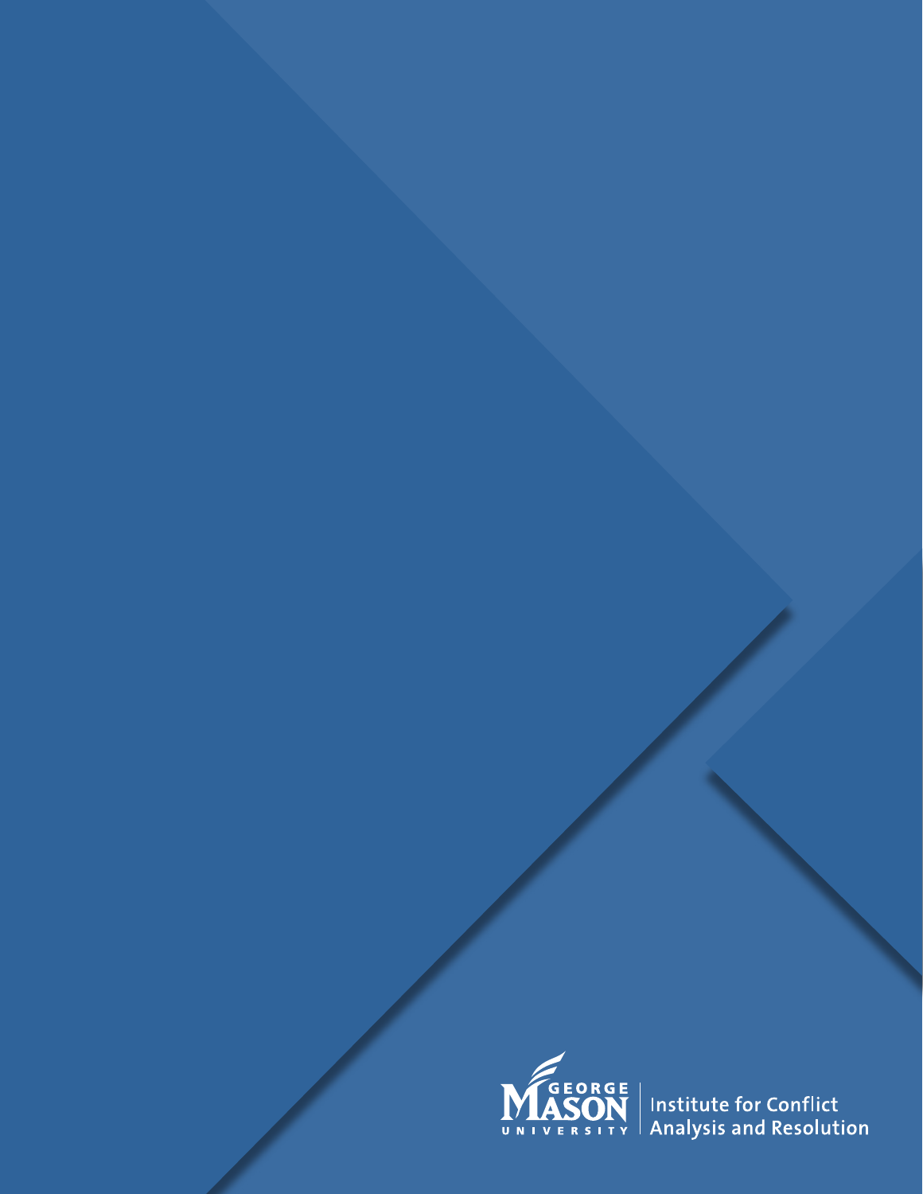George Mason University

Institute for Conflict Analysis and Resolution